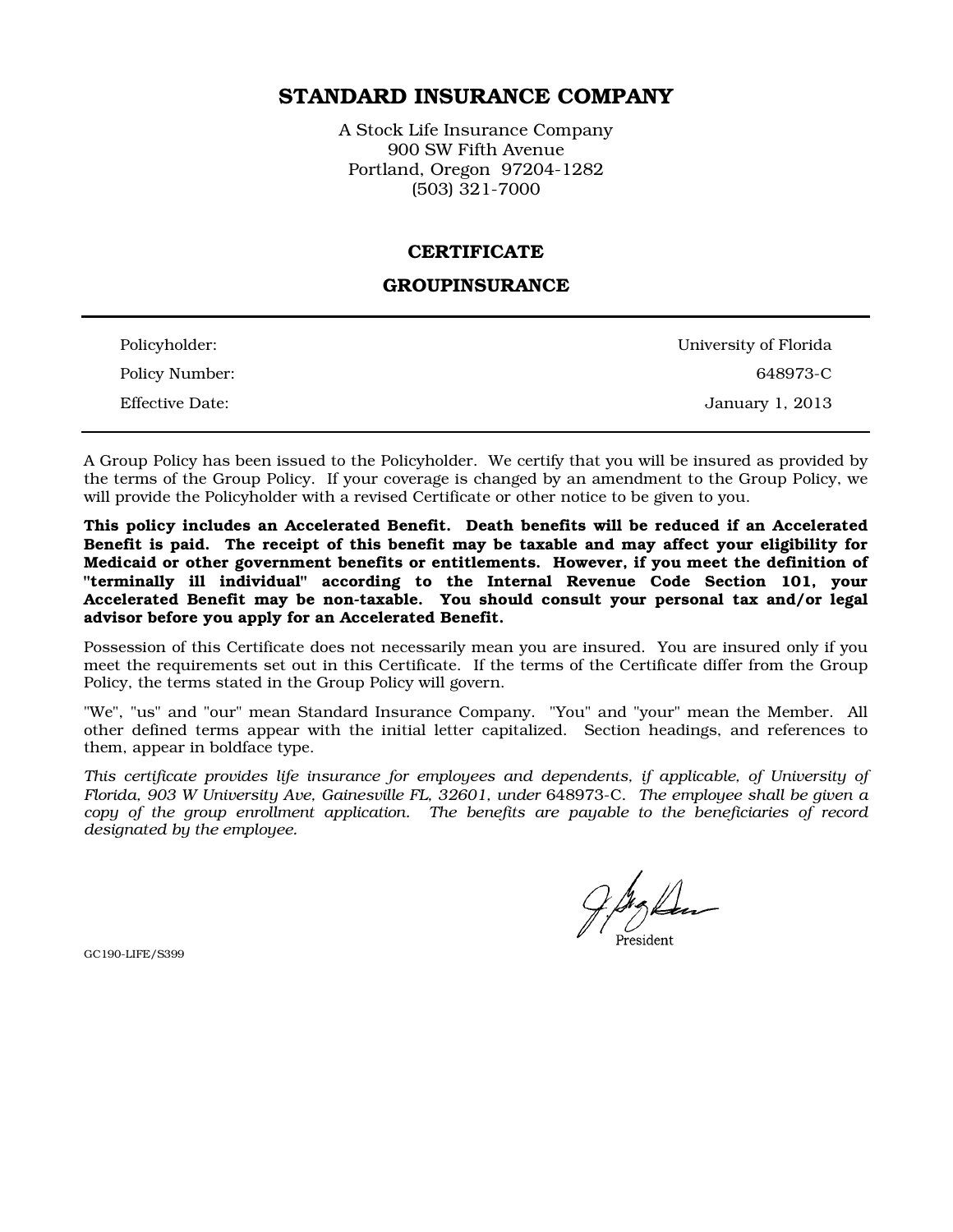# STANDARD INSURANCE COMPANY

A Stock Life Insurance Company
900 SW Fifth Avenue
Portland, Oregon 97204-1282
(503) 321-7000

## CERTIFICATE

## GROUPINSURANCE

| | |
|---|---|
| Policyholder: | University of Florida |
| Policy Number: | 648973-C |
| Effective Date: | January 1, 2013 |

A Group Policy has been issued to the Policyholder. We certify that you will be insured as provided by the terms of the Group Policy. If your coverage is changed by an amendment to the Group Policy, we will provide the Policyholder with a revised Certificate or other notice to be given to you.

**This policy includes an Accelerated Benefit. Death benefits will be reduced if an Accelerated Benefit is paid. The receipt of this benefit may be taxable and may affect your eligibility for Medicaid or other government benefits or entitlements. However, if you meet the definition of "terminally ill individual" according to the Internal Revenue Code Section 101, your Accelerated Benefit may be non-taxable. You should consult your personal tax and/or legal advisor before you apply for an Accelerated Benefit.**

Possession of this Certificate does not necessarily mean you are insured. You are insured only if you meet the requirements set out in this Certificate. If the terms of the Certificate differ from the Group Policy, the terms stated in the Group Policy will govern.

"We", "us" and "our" mean Standard Insurance Company. "You" and "your" mean the Member. All other defined terms appear with the initial letter capitalized. Section headings, and references to them, appear in boldface type.

*This certificate provides life insurance for employees and dependents, if applicable, of University of Florida, 903 W University Ave, Gainesville FL, 32601, under* 648973-C. *The employee shall be given a copy of the group enrollment application. The benefits are payable to the beneficiaries of record designated by the employee.*

President

GC190-LIFE/S399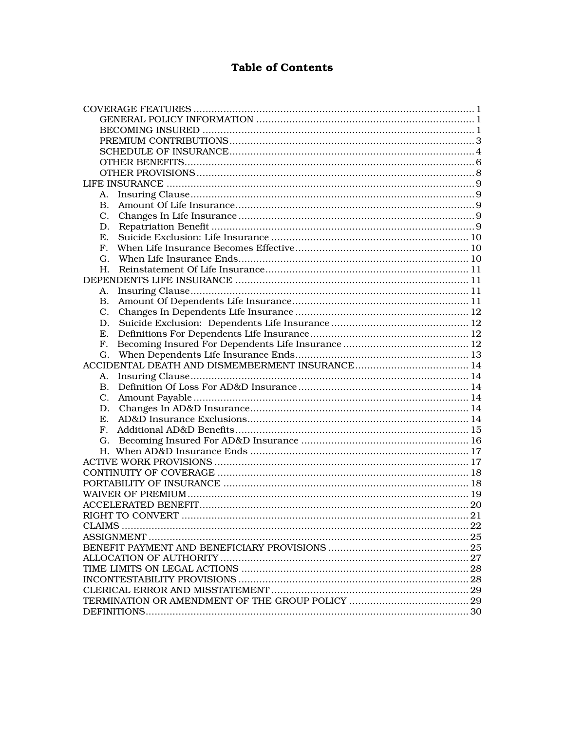# Table of Contents

COVERAGE FEATURES ............................................................................................. 1
- GENERAL POLICY INFORMATION ......................................................................... 1
- BECOMING INSURED ........................................................................................... 1
- PREMIUM CONTRIBUTIONS.................................................................................. 3
- SCHEDULE OF INSURANCE................................................................................... 4
- OTHER BENEFITS.................................................................................................. 6
- OTHER PROVISIONS.............................................................................................. 8

LIFE INSURANCE ....................................................................................................... 9
- A. Insuring Clause................................................................................................ 9
- B. Amount Of Life Insurance................................................................................ 9
- C. Changes In Life Insurance ............................................................................... 9
- D. Repatriation Benefit ........................................................................................ 9
- E. Suicide Exclusion: Life Insurance .................................................................. 10
- F. When Life Insurance Becomes Effective.......................................................... 10
- G. When Life Insurance Ends............................................................................. 10
- H. Reinstatement Of Life Insurance.................................................................... 11

DEPENDENTS LIFE INSURANCE ............................................................................. 11
- A. Insuring Clause............................................................................................. 11
- B. Amount Of Dependents Life Insurance........................................................... 11
- C. Changes In Dependents Life Insurance .......................................................... 12
- D. Suicide Exclusion: Dependents Life Insurance .............................................. 12
- E. Definitions For Dependents Life Insurance..................................................... 12
- F. Becoming Insured For Dependents Life Insurance .......................................... 12
- G. When Dependents Life Insurance Ends.......................................................... 13

ACCIDENTAL DEATH AND DISMEMBERMENT INSURANCE...................................... 14
- A. Insuring Clause............................................................................................. 14
- B. Definition Of Loss For AD&D Insurance ......................................................... 14
- C. Amount Payable ............................................................................................ 14
- D. Changes In AD&D Insurance......................................................................... 14
- E. AD&D Insurance Exclusions.......................................................................... 14
- F. Additional AD&D Benefits.............................................................................. 15
- G. Becoming Insured For AD&D Insurance ........................................................ 16
- H. When AD&D Insurance Ends ........................................................................ 17

ACTIVE WORK PROVISIONS ..................................................................................... 17

CONTINUITY OF COVERAGE .................................................................................... 18

PORTABILITY OF INSURANCE .................................................................................. 18

WAIVER OF PREMIUM.............................................................................................. 19

ACCELERATED BENEFIT.......................................................................................... 20

RIGHT TO CONVERT ................................................................................................ 21

CLAIMS .................................................................................................................... 22

ASSIGNMENT ........................................................................................................... 25

BENEFIT PAYMENT AND BENEFICIARY PROVISIONS ............................................... 25

ALLOCATION OF AUTHORITY .................................................................................. 27

TIME LIMITS ON LEGAL ACTIONS ............................................................................ 28

INCONTESTABILITY PROVISIONS ............................................................................. 28

CLERICAL ERROR AND MISSTATEMENT .................................................................. 29

TERMINATION OR AMENDMENT OF THE GROUP POLICY ........................................ 29

DEFINITIONS............................................................................................................ 30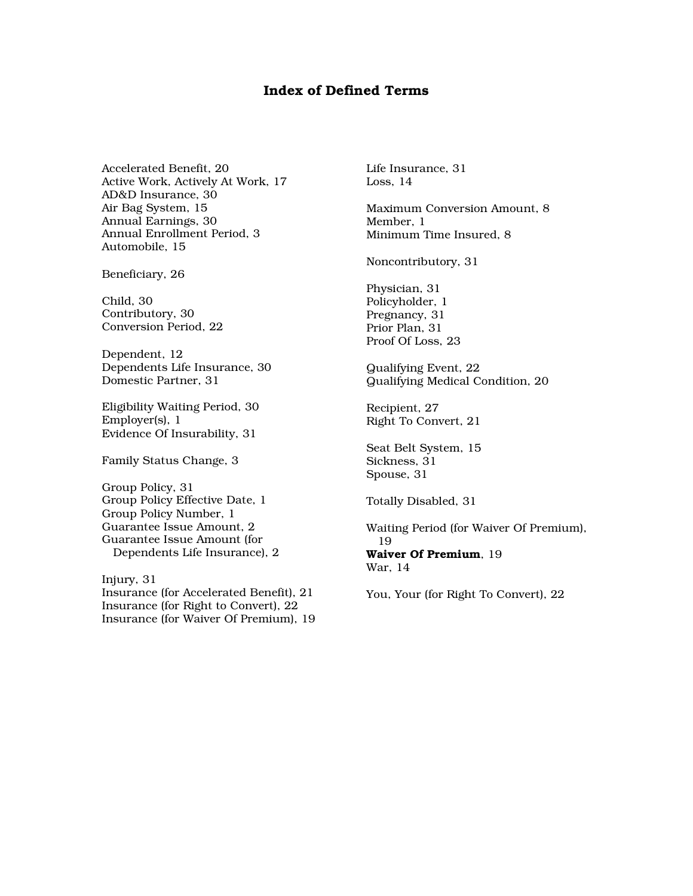# Index of Defined Terms

Accelerated Benefit, 20
Active Work, Actively At Work, 17
AD&D Insurance, 30
Air Bag System, 15
Annual Earnings, 30
Annual Enrollment Period, 3
Automobile, 15

Beneficiary, 26

Child, 30
Contributory, 30
Conversion Period, 22

Dependent, 12
Dependents Life Insurance, 30
Domestic Partner, 31

Eligibility Waiting Period, 30
Employer(s), 1
Evidence Of Insurability, 31

Family Status Change, 3

Group Policy, 31
Group Policy Effective Date, 1
Group Policy Number, 1
Guarantee Issue Amount, 2
Guarantee Issue Amount (for Dependents Life Insurance), 2

Injury, 31
Insurance (for Accelerated Benefit), 21
Insurance (for Right to Convert), 22
Insurance (for Waiver Of Premium), 19

Life Insurance, 31
Loss, 14

Maximum Conversion Amount, 8
Member, 1
Minimum Time Insured, 8

Noncontributory, 31

Physician, 31
Policyholder, 1
Pregnancy, 31
Prior Plan, 31
Proof Of Loss, 23

Qualifying Event, 22
Qualifying Medical Condition, 20

Recipient, 27
Right To Convert, 21

Seat Belt System, 15
Sickness, 31
Spouse, 31

Totally Disabled, 31

Waiting Period (for Waiver Of Premium), 19
**Waiver Of Premium**, 19
War, 14

You, Your (for Right To Convert), 22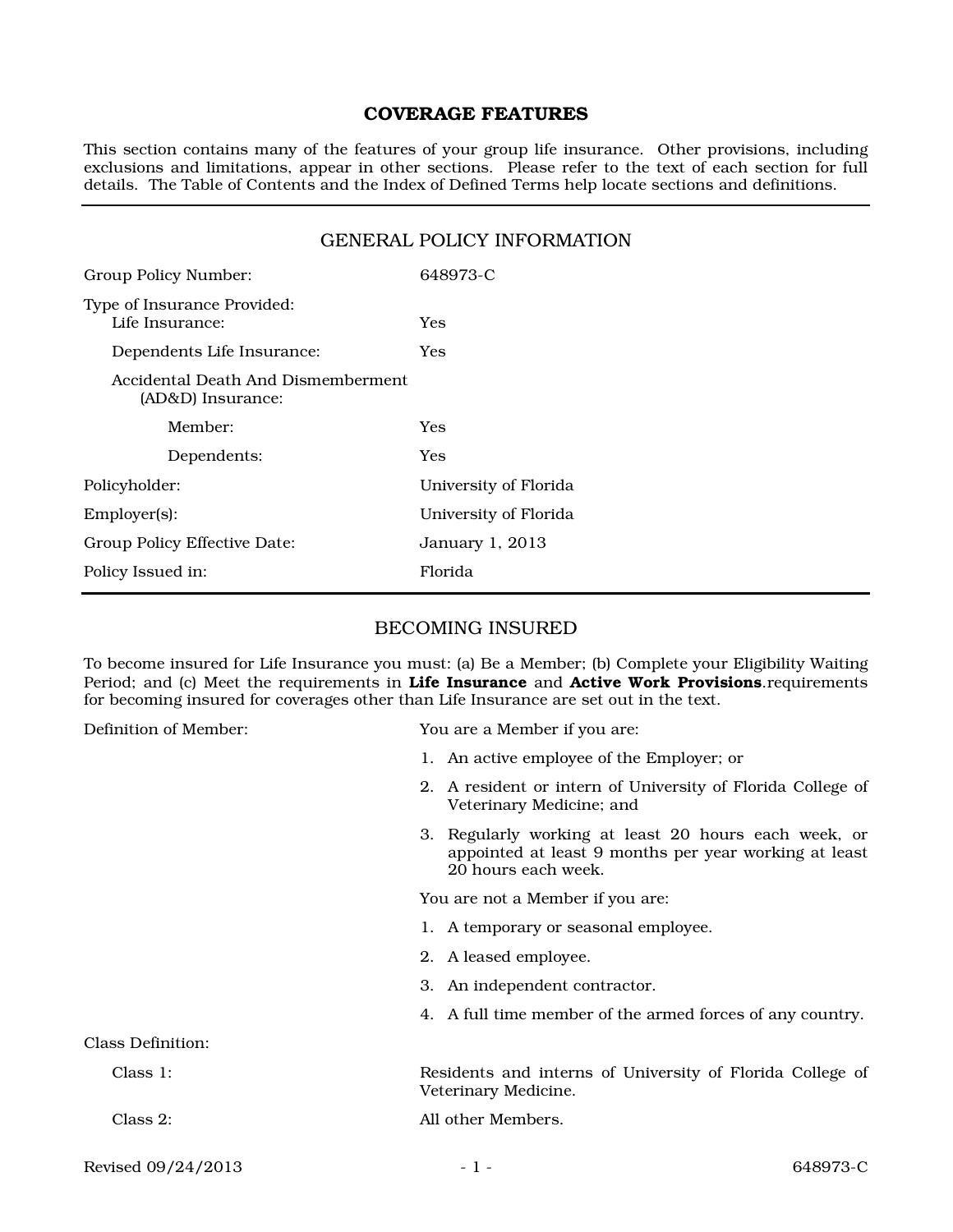# COVERAGE FEATURES

This section contains many of the features of your group life insurance. Other provisions, including exclusions and limitations, appear in other sections. Please refer to the text of each section for full details. The Table of Contents and the Index of Defined Terms help locate sections and definitions.

## GENERAL POLICY INFORMATION

| | |
|---|---|
| Group Policy Number: | 648973-C |
| Type of Insurance Provided: | |
| Life Insurance: | Yes |
| Dependents Life Insurance: | Yes |
| Accidental Death And Dismemberment (AD&D) Insurance: | |
| Member: | Yes |
| Dependents: | Yes |
| Policyholder: | University of Florida |
| Employer(s): | University of Florida |
| Group Policy Effective Date: | January 1, 2013 |
| Policy Issued in: | Florida |

## BECOMING INSURED

To become insured for Life Insurance you must: (a) Be a Member; (b) Complete your Eligibility Waiting Period; and (c) Meet the requirements in **Life Insurance** and **Active Work Provisions**.requirements for becoming insured for coverages other than Life Insurance are set out in the text.

Definition of Member:

You are a Member if you are:

1. An active employee of the Employer; or
2. A resident or intern of University of Florida College of Veterinary Medicine; and
3. Regularly working at least 20 hours each week, or appointed at least 9 months per year working at least 20 hours each week.

You are not a Member if you are:

1. A temporary or seasonal employee.
2. A leased employee.
3. An independent contractor.
4. A full time member of the armed forces of any country.

Class Definition:

| | |
|---|---|
| Class 1: | Residents and interns of University of Florida College of Veterinary Medicine. |
| Class 2: | All other Members. |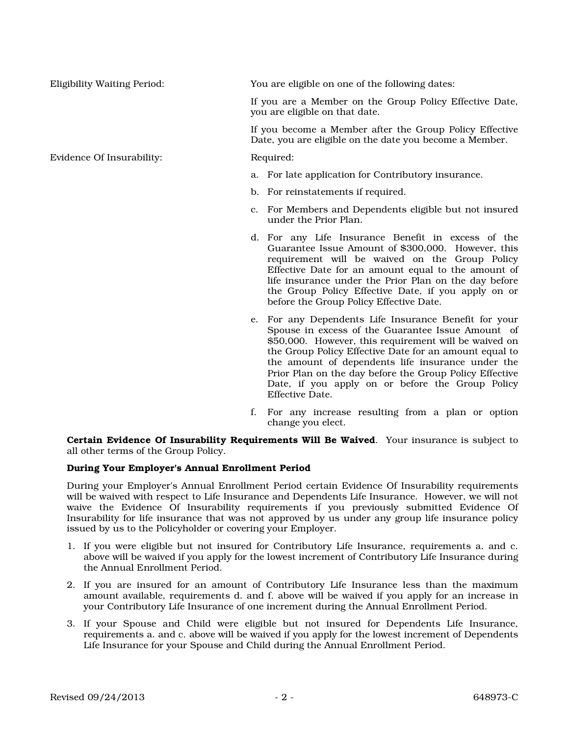| | |
|---|---|
| Eligibility Waiting Period: | You are eligible on one of the following dates:<br><br>If you are a Member on the Group Policy Effective Date, you are eligible on that date.<br><br>If you become a Member after the Group Policy Effective Date, you are eligible on the date you become a Member. |
| Evidence Of Insurability: | Required:<br><br>a. For late application for Contributory insurance.<br><br>b. For reinstatements if required.<br><br>c. For Members and Dependents eligible but not insured under the Prior Plan.<br><br>d. For any Life Insurance Benefit in excess of the Guarantee Issue Amount of $300,000. However, this requirement will be waived on the Group Policy Effective Date for an amount equal to the amount of life insurance under the Prior Plan on the day before the Group Policy Effective Date, if you apply on or before the Group Policy Effective Date.<br><br>e. For any Dependents Life Insurance Benefit for your Spouse in excess of the Guarantee Issue Amount of $50,000. However, this requirement will be waived on the Group Policy Effective Date for an amount equal to the amount of dependents life insurance under the Prior Plan on the day before the Group Policy Effective Date, if you apply on or before the Group Policy Effective Date.<br><br>f. For any increase resulting from a plan or option change you elect. |

**Certain Evidence Of Insurability Requirements Will Be Waived**. Your insurance is subject to all other terms of the Group Policy.

**During Your Employer's Annual Enrollment Period**

During your Employer's Annual Enrollment Period certain Evidence Of Insurability requirements will be waived with respect to Life Insurance and Dependents Life Insurance. However, we will not waive the Evidence Of Insurability requirements if you previously submitted Evidence Of Insurability for life insurance that was not approved by us under any group life insurance policy issued by us to the Policyholder or covering your Employer.

1. If you were eligible but not insured for Contributory Life Insurance, requirements a. and c. above will be waived if you apply for the lowest increment of Contributory Life Insurance during the Annual Enrollment Period.
2. If you are insured for an amount of Contributory Life Insurance less than the maximum amount available, requirements d. and f. above will be waived if you apply for an increase in your Contributory Life Insurance of one increment during the Annual Enrollment Period.
3. If your Spouse and Child were eligible but not insured for Dependents Life Insurance, requirements a. and c. above will be waived if you apply for the lowest increment of Dependents Life Insurance for your Spouse and Child during the Annual Enrollment Period.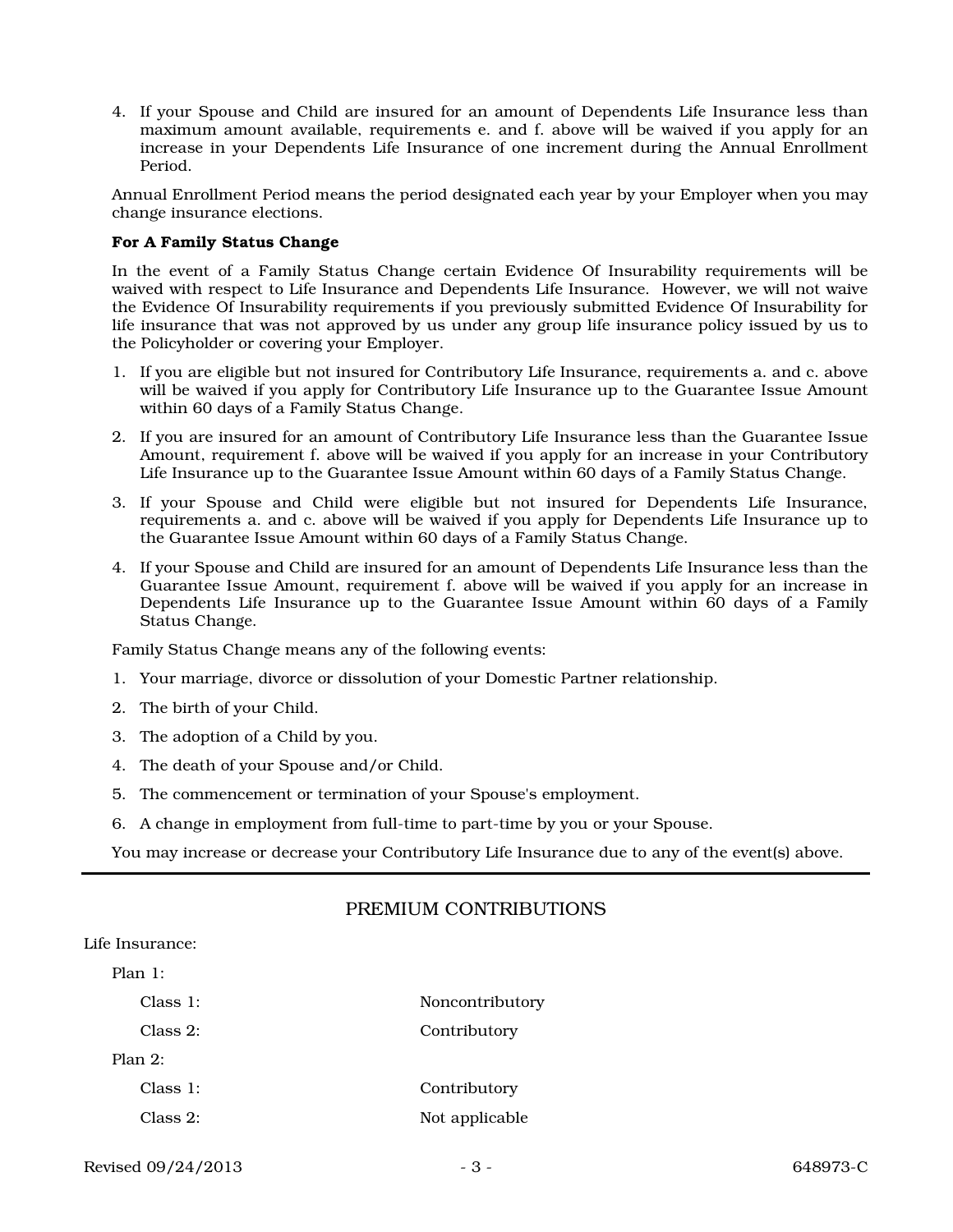4. If your Spouse and Child are insured for an amount of Dependents Life Insurance less than maximum amount available, requirements e. and f. above will be waived if you apply for an increase in your Dependents Life Insurance of one increment during the Annual Enrollment Period.

Annual Enrollment Period means the period designated each year by your Employer when you may change insurance elections.

**For A Family Status Change**

In the event of a Family Status Change certain Evidence Of Insurability requirements will be waived with respect to Life Insurance and Dependents Life Insurance. However, we will not waive the Evidence Of Insurability requirements if you previously submitted Evidence Of Insurability for life insurance that was not approved by us under any group life insurance policy issued by us to the Policyholder or covering your Employer.

1. If you are eligible but not insured for Contributory Life Insurance, requirements a. and c. above will be waived if you apply for Contributory Life Insurance up to the Guarantee Issue Amount within 60 days of a Family Status Change.

2. If you are insured for an amount of Contributory Life Insurance less than the Guarantee Issue Amount, requirement f. above will be waived if you apply for an increase in your Contributory Life Insurance up to the Guarantee Issue Amount within 60 days of a Family Status Change.

3. If your Spouse and Child were eligible but not insured for Dependents Life Insurance, requirements a. and c. above will be waived if you apply for Dependents Life Insurance up to the Guarantee Issue Amount within 60 days of a Family Status Change.

4. If your Spouse and Child are insured for an amount of Dependents Life Insurance less than the Guarantee Issue Amount, requirement f. above will be waived if you apply for an increase in Dependents Life Insurance up to the Guarantee Issue Amount within 60 days of a Family Status Change.

Family Status Change means any of the following events:

1. Your marriage, divorce or dissolution of your Domestic Partner relationship.
2. The birth of your Child.
3. The adoption of a Child by you.
4. The death of your Spouse and/or Child.
5. The commencement or termination of your Spouse's employment.
6. A change in employment from full-time to part-time by you or your Spouse.

You may increase or decrease your Contributory Life Insurance due to any of the event(s) above.

---

## PREMIUM CONTRIBUTIONS

Life Insurance:

Plan 1:

| | |
|---|---|
| Class 1: | Noncontributory |
| Class 2: | Contributory |

Plan 2:

| | |
|---|---|
| Class 1: | Contributory |
| Class 2: | Not applicable |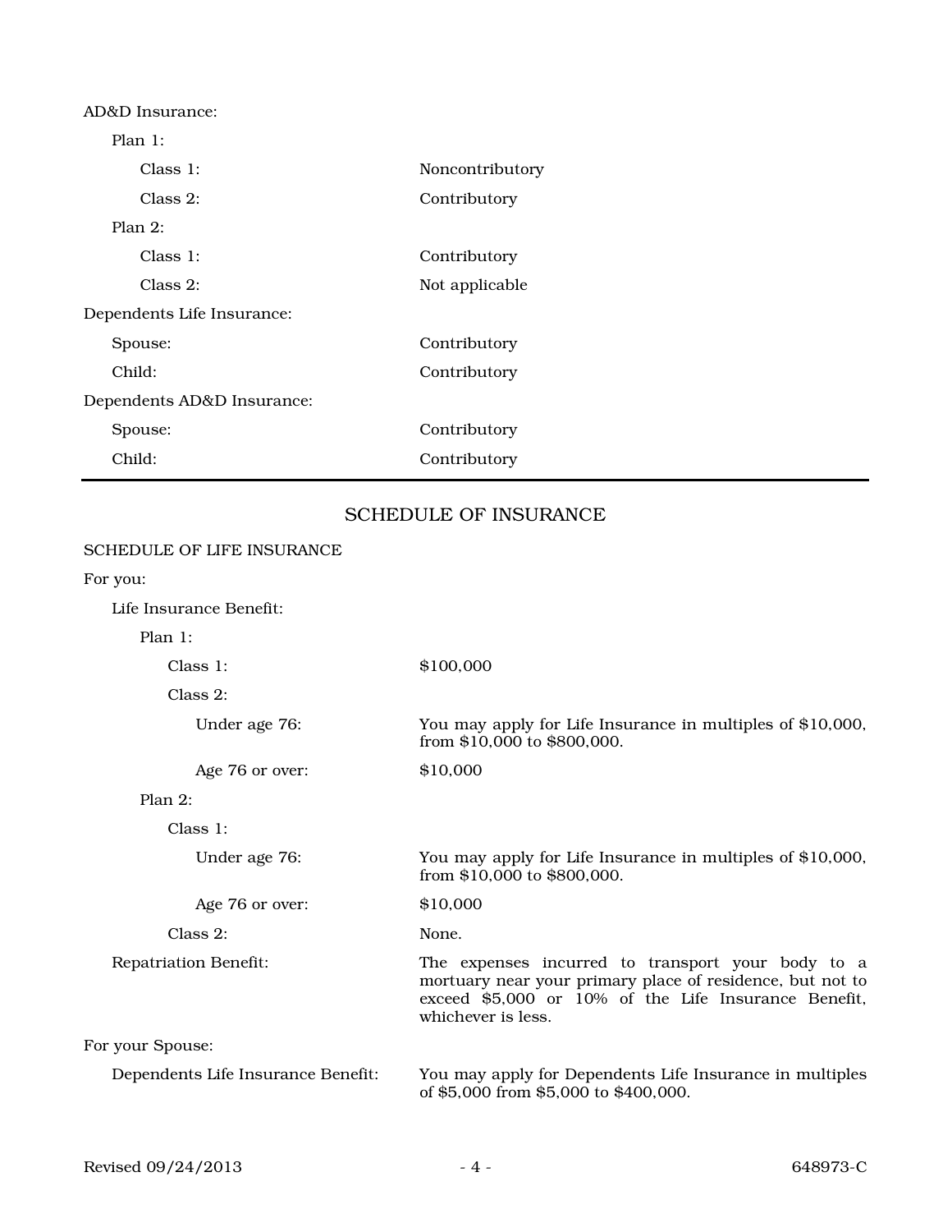AD&D Insurance:

- Plan 1:
  - Class 1: Noncontributory
  - Class 2: Contributory
- Plan 2:
  - Class 1: Contributory
  - Class 2: Not applicable

Dependents Life Insurance:

- Spouse: Contributory
- Child: Contributory

Dependents AD&D Insurance:

- Spouse: Contributory
- Child: Contributory

---

## SCHEDULE OF INSURANCE

### SCHEDULE OF LIFE INSURANCE

For you:

- Life Insurance Benefit:
  - Plan 1:
    - Class 1: $100,000
    - Class 2:
      - Under age 76: You may apply for Life Insurance in multiples of $10,000, from $10,000 to $800,000.
      - Age 76 or over: $10,000
  - Plan 2:
    - Class 1:
      - Under age 76: You may apply for Life Insurance in multiples of $10,000, from $10,000 to $800,000.
      - Age 76 or over: $10,000
    - Class 2: None.
- Repatriation Benefit: The expenses incurred to transport your body to a mortuary near your primary place of residence, but not to exceed $5,000 or 10% of the Life Insurance Benefit, whichever is less.

For your Spouse:

- Dependents Life Insurance Benefit: You may apply for Dependents Life Insurance in multiples of $5,000 from $5,000 to $400,000.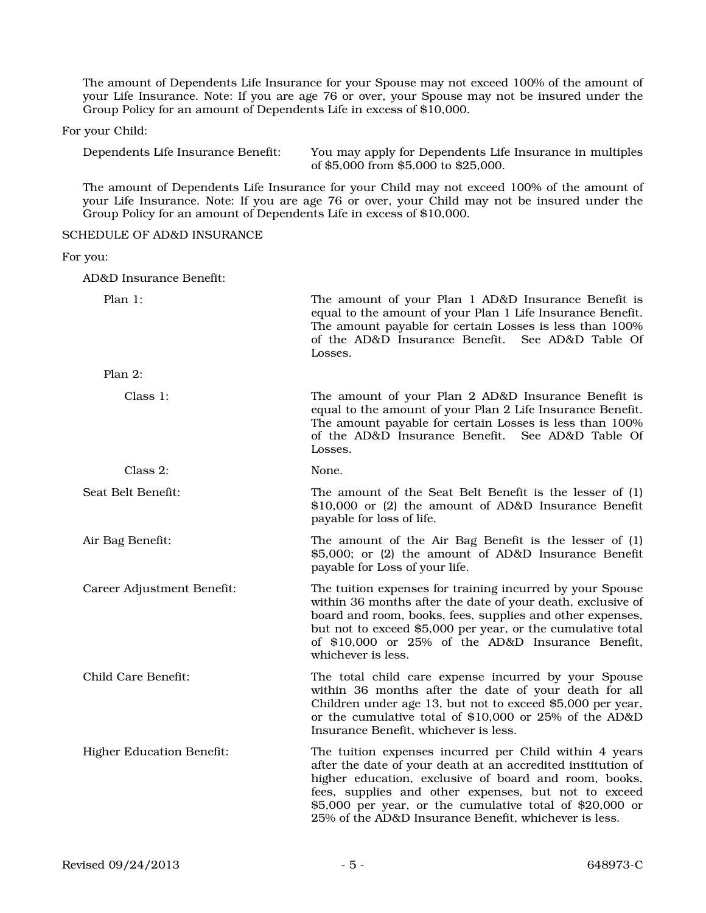The amount of Dependents Life Insurance for your Spouse may not exceed 100% of the amount of your Life Insurance. Note: If you are age 76 or over, your Spouse may not be insured under the Group Policy for an amount of Dependents Life in excess of $10,000.

For your Child:

Dependents Life Insurance Benefit: You may apply for Dependents Life Insurance in multiples of $5,000 from $5,000 to $25,000.

The amount of Dependents Life Insurance for your Child may not exceed 100% of the amount of your Life Insurance. Note: If you are age 76 or over, your Child may not be insured under the Group Policy for an amount of Dependents Life in excess of $10,000.

SCHEDULE OF AD&D INSURANCE

For you:

AD&D Insurance Benefit:

Plan 1: The amount of your Plan 1 AD&D Insurance Benefit is equal to the amount of your Plan 1 Life Insurance Benefit. The amount payable for certain Losses is less than 100% of the AD&D Insurance Benefit. See AD&D Table Of Losses.

Plan 2:

Class 1: The amount of your Plan 2 AD&D Insurance Benefit is equal to the amount of your Plan 2 Life Insurance Benefit. The amount payable for certain Losses is less than 100% of the AD&D Insurance Benefit. See AD&D Table Of Losses.

Class 2: None.

Seat Belt Benefit: The amount of the Seat Belt Benefit is the lesser of (1) $10,000 or (2) the amount of AD&D Insurance Benefit payable for loss of life.

Air Bag Benefit: The amount of the Air Bag Benefit is the lesser of (1) $5,000; or (2) the amount of AD&D Insurance Benefit payable for Loss of your life.

Career Adjustment Benefit: The tuition expenses for training incurred by your Spouse within 36 months after the date of your death, exclusive of board and room, books, fees, supplies and other expenses, but not to exceed $5,000 per year, or the cumulative total of $10,000 or 25% of the AD&D Insurance Benefit, whichever is less.

Child Care Benefit: The total child care expense incurred by your Spouse within 36 months after the date of your death for all Children under age 13, but not to exceed $5,000 per year, or the cumulative total of $10,000 or 25% of the AD&D Insurance Benefit, whichever is less.

Higher Education Benefit: The tuition expenses incurred per Child within 4 years after the date of your death at an accredited institution of higher education, exclusive of board and room, books, fees, supplies and other expenses, but not to exceed $5,000 per year, or the cumulative total of $20,000 or 25% of the AD&D Insurance Benefit, whichever is less.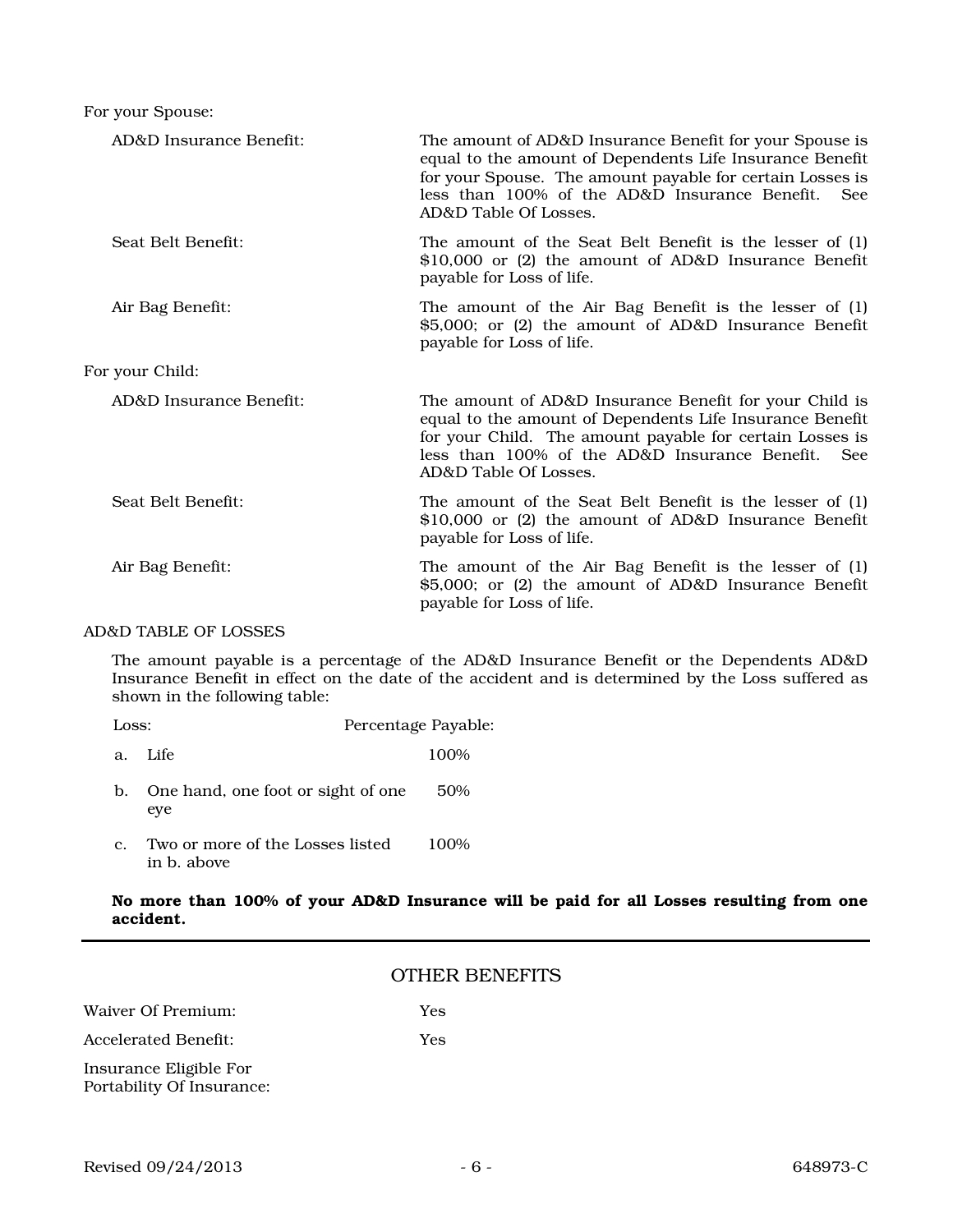For your Spouse:

| | |
|---|---|
| AD&D Insurance Benefit: | The amount of AD&D Insurance Benefit for your Spouse is equal to the amount of Dependents Life Insurance Benefit for your Spouse. The amount payable for certain Losses is less than 100% of the AD&D Insurance Benefit. See AD&D Table Of Losses. |
| Seat Belt Benefit: | The amount of the Seat Belt Benefit is the lesser of (1) $10,000 or (2) the amount of AD&D Insurance Benefit payable for Loss of life. |
| Air Bag Benefit: | The amount of the Air Bag Benefit is the lesser of (1) $5,000; or (2) the amount of AD&D Insurance Benefit payable for Loss of life. |

For your Child:

| | |
|---|---|
| AD&D Insurance Benefit: | The amount of AD&D Insurance Benefit for your Child is equal to the amount of Dependents Life Insurance Benefit for your Child. The amount payable for certain Losses is less than 100% of the AD&D Insurance Benefit. See AD&D Table Of Losses. |
| Seat Belt Benefit: | The amount of the Seat Belt Benefit is the lesser of (1) $10,000 or (2) the amount of AD&D Insurance Benefit payable for Loss of life. |
| Air Bag Benefit: | The amount of the Air Bag Benefit is the lesser of (1) $5,000; or (2) the amount of AD&D Insurance Benefit payable for Loss of life. |

AD&D TABLE OF LOSSES

The amount payable is a percentage of the AD&D Insurance Benefit or the Dependents AD&D Insurance Benefit in effect on the date of the accident and is determined by the Loss suffered as shown in the following table:

| Loss: | Percentage Payable: |
|---|---|
| a. Life | 100% |
| b. One hand, one foot or sight of one eye | 50% |
| c. Two or more of the Losses listed in b. above | 100% |

**No more than 100% of your AD&D Insurance will be paid for all Losses resulting from one accident.**

## OTHER BENEFITS

| | |
|---|---|
| Waiver Of Premium: | Yes |
| Accelerated Benefit: | Yes |
| Insurance Eligible For Portability Of Insurance: | |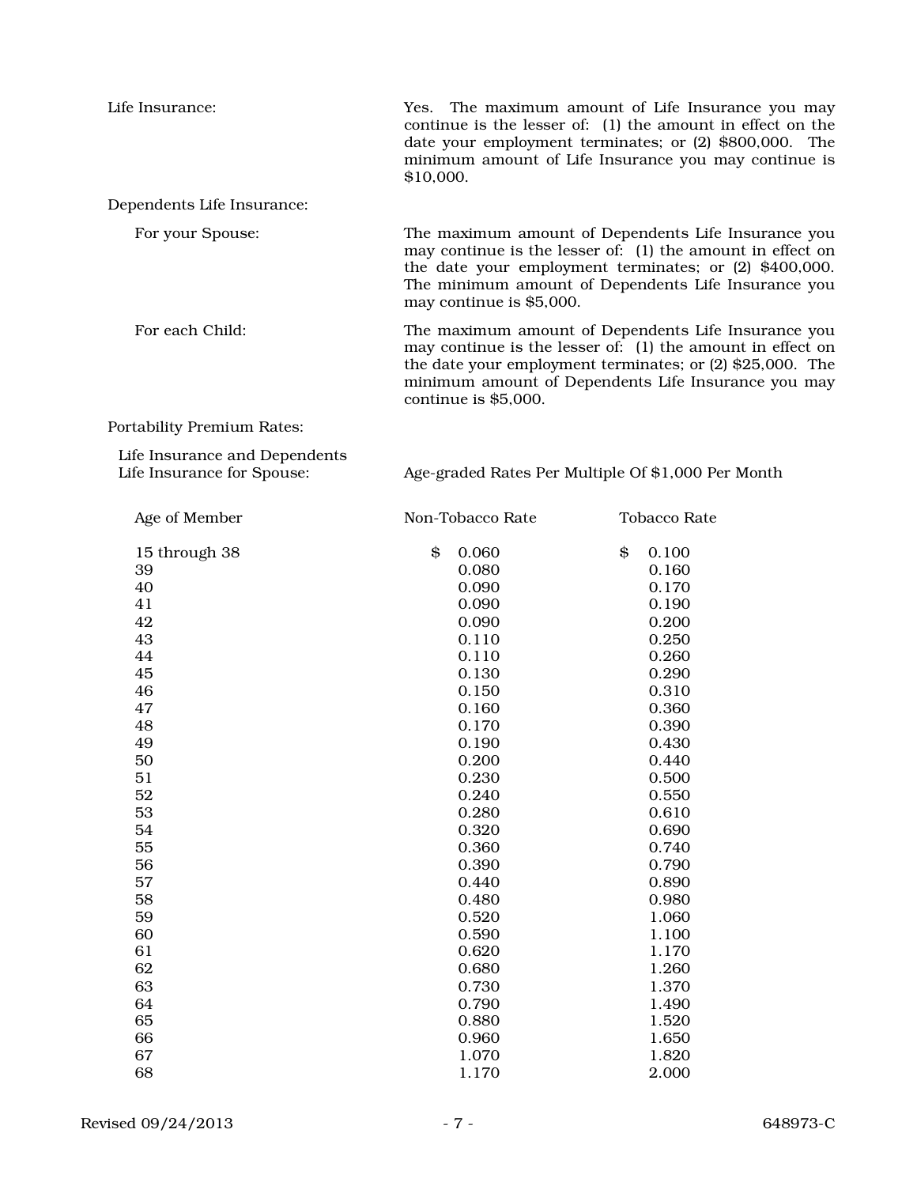| | |
|---|---|
| Life Insurance: | Yes. The maximum amount of Life Insurance you may continue is the lesser of: (1) the amount in effect on the date your employment terminates; or (2) $800,000. The minimum amount of Life Insurance you may continue is $10,000. |
| Dependents Life Insurance: | |
| For your Spouse: | The maximum amount of Dependents Life Insurance you may continue is the lesser of: (1) the amount in effect on the date your employment terminates; or (2) $400,000. The minimum amount of Dependents Life Insurance you may continue is $5,000. |
| For each Child: | The maximum amount of Dependents Life Insurance you may continue is the lesser of: (1) the amount in effect on the date your employment terminates; or (2) $25,000. The minimum amount of Dependents Life Insurance you may continue is $5,000. |

Portability Premium Rates:

Life Insurance and Dependents Life Insurance for Spouse: Age-graded Rates Per Multiple Of $1,000 Per Month

| Age of Member | Non-Tobacco Rate | Tobacco Rate |
|---|---|---|
| 15 through 38 | $ 0.060 | $ 0.100 |
| 39 | 0.080 | 0.160 |
| 40 | 0.090 | 0.170 |
| 41 | 0.090 | 0.190 |
| 42 | 0.090 | 0.200 |
| 43 | 0.110 | 0.250 |
| 44 | 0.110 | 0.260 |
| 45 | 0.130 | 0.290 |
| 46 | 0.150 | 0.310 |
| 47 | 0.160 | 0.360 |
| 48 | 0.170 | 0.390 |
| 49 | 0.190 | 0.430 |
| 50 | 0.200 | 0.440 |
| 51 | 0.230 | 0.500 |
| 52 | 0.240 | 0.550 |
| 53 | 0.280 | 0.610 |
| 54 | 0.320 | 0.690 |
| 55 | 0.360 | 0.740 |
| 56 | 0.390 | 0.790 |
| 57 | 0.440 | 0.890 |
| 58 | 0.480 | 0.980 |
| 59 | 0.520 | 1.060 |
| 60 | 0.590 | 1.100 |
| 61 | 0.620 | 1.170 |
| 62 | 0.680 | 1.260 |
| 63 | 0.730 | 1.370 |
| 64 | 0.790 | 1.490 |
| 65 | 0.880 | 1.520 |
| 66 | 0.960 | 1.650 |
| 67 | 1.070 | 1.820 |
| 68 | 1.170 | 2.000 |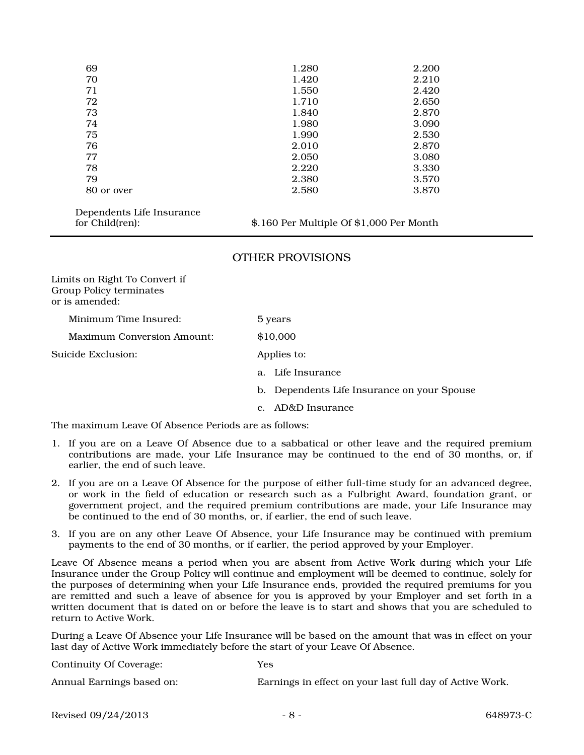| | | |
|---|---|---|
| 69 | 1.280 | 2.200 |
| 70 | 1.420 | 2.210 |
| 71 | 1.550 | 2.420 |
| 72 | 1.710 | 2.650 |
| 73 | 1.840 | 2.870 |
| 74 | 1.980 | 3.090 |
| 75 | 1.990 | 2.530 |
| 76 | 2.010 | 2.870 |
| 77 | 2.050 | 3.080 |
| 78 | 2.220 | 3.330 |
| 79 | 2.380 | 3.570 |
| 80 or over | 2.580 | 3.870 |

Dependents Life Insurance for Child(ren): $.160 Per Multiple Of $1,000 Per Month

## OTHER PROVISIONS

Limits on Right To Convert if Group Policy terminates or is amended:

Minimum Time Insured: 5 years

Maximum Conversion Amount: $10,000

Suicide Exclusion: Applies to:

a. Life Insurance

b. Dependents Life Insurance on your Spouse

c. AD&D Insurance

The maximum Leave Of Absence Periods are as follows:

1. If you are on a Leave Of Absence due to a sabbatical or other leave and the required premium contributions are made, your Life Insurance may be continued to the end of 30 months, or, if earlier, the end of such leave.
2. If you are on a Leave Of Absence for the purpose of either full-time study for an advanced degree, or work in the field of education or research such as a Fulbright Award, foundation grant, or government project, and the required premium contributions are made, your Life Insurance may be continued to the end of 30 months, or, if earlier, the end of such leave.
3. If you are on any other Leave Of Absence, your Life Insurance may be continued with premium payments to the end of 30 months, or if earlier, the period approved by your Employer.

Leave Of Absence means a period when you are absent from Active Work during which your Life Insurance under the Group Policy will continue and employment will be deemed to continue, solely for the purposes of determining when your Life Insurance ends, provided the required premiums for you are remitted and such a leave of absence for you is approved by your Employer and set forth in a written document that is dated on or before the leave is to start and shows that you are scheduled to return to Active Work.

During a Leave Of Absence your Life Insurance will be based on the amount that was in effect on your last day of Active Work immediately before the start of your Leave Of Absence.

Continuity Of Coverage: Yes

Annual Earnings based on: Earnings in effect on your last full day of Active Work.

Revised 09/24/2013 648973-C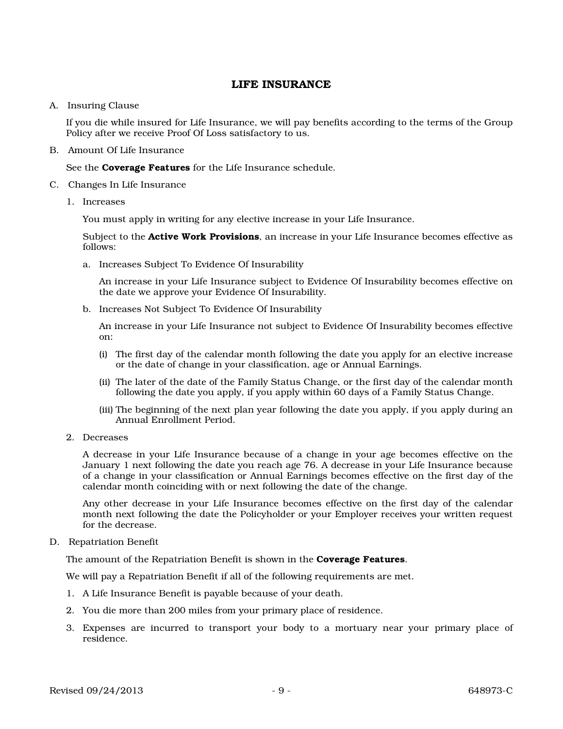# LIFE INSURANCE

A. Insuring Clause

If you die while insured for Life Insurance, we will pay benefits according to the terms of the Group Policy after we receive Proof Of Loss satisfactory to us.

B. Amount Of Life Insurance

See the **Coverage Features** for the Life Insurance schedule.

C. Changes In Life Insurance

1. Increases

   You must apply in writing for any elective increase in your Life Insurance.

   Subject to the **Active Work Provisions**, an increase in your Life Insurance becomes effective as follows:

   a. Increases Subject To Evidence Of Insurability

      An increase in your Life Insurance subject to Evidence Of Insurability becomes effective on the date we approve your Evidence Of Insurability.

   b. Increases Not Subject To Evidence Of Insurability

      An increase in your Life Insurance not subject to Evidence Of Insurability becomes effective on:

      (i) The first day of the calendar month following the date you apply for an elective increase or the date of change in your classification, age or Annual Earnings.

      (ii) The later of the date of the Family Status Change, or the first day of the calendar month following the date you apply, if you apply within 60 days of a Family Status Change.

      (iii) The beginning of the next plan year following the date you apply, if you apply during an Annual Enrollment Period.

2. Decreases

   A decrease in your Life Insurance because of a change in your age becomes effective on the January 1 next following the date you reach age 76. A decrease in your Life Insurance because of a change in your classification or Annual Earnings becomes effective on the first day of the calendar month coinciding with or next following the date of the change.

   Any other decrease in your Life Insurance becomes effective on the first day of the calendar month next following the date the Policyholder or your Employer receives your written request for the decrease.

D. Repatriation Benefit

The amount of the Repatriation Benefit is shown in the **Coverage Features**.

We will pay a Repatriation Benefit if all of the following requirements are met.

1. A Life Insurance Benefit is payable because of your death.
2. You die more than 200 miles from your primary place of residence.
3. Expenses are incurred to transport your body to a mortuary near your primary place of residence.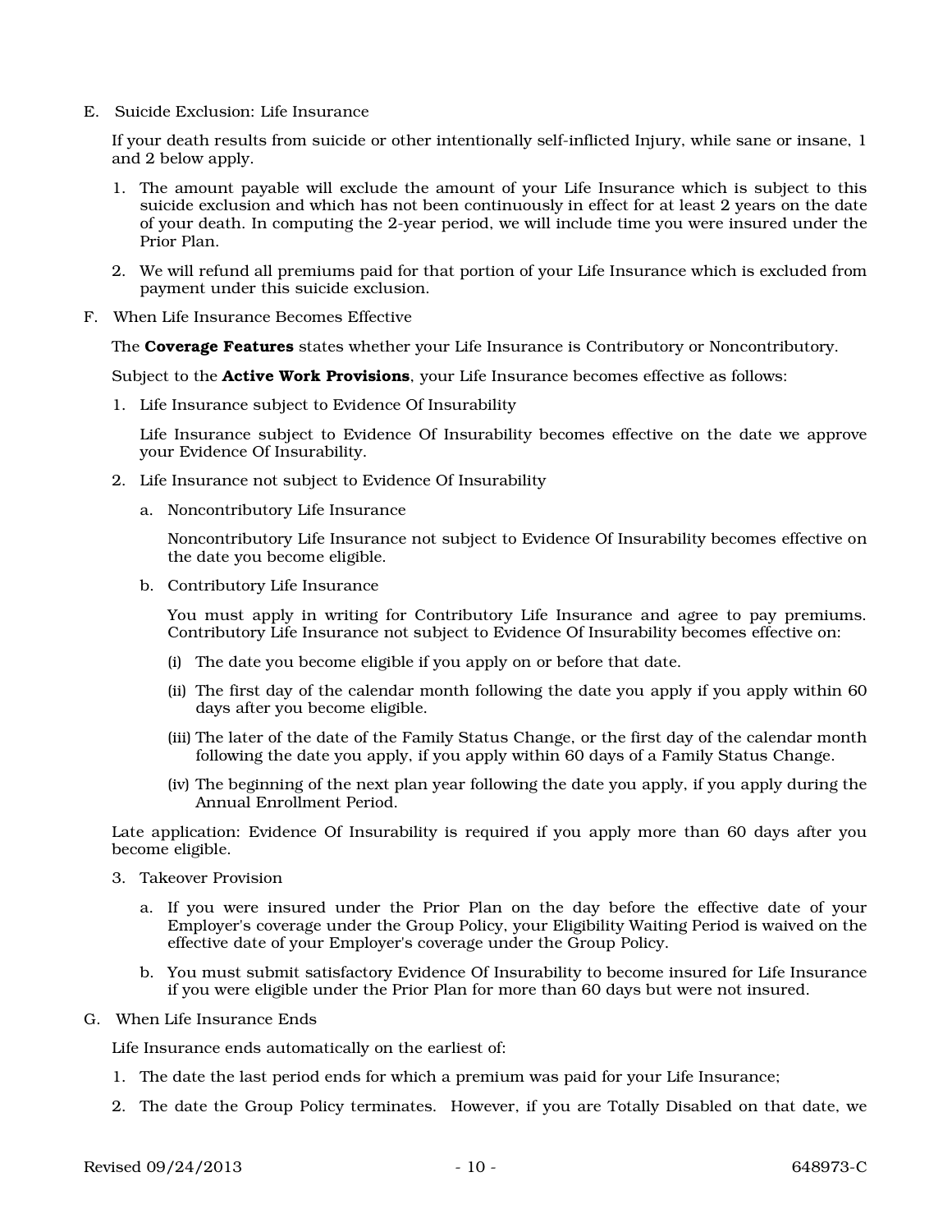E. Suicide Exclusion: Life Insurance

If your death results from suicide or other intentionally self-inflicted Injury, while sane or insane, 1 and 2 below apply.

1. The amount payable will exclude the amount of your Life Insurance which is subject to this suicide exclusion and which has not been continuously in effect for at least 2 years on the date of your death. In computing the 2-year period, we will include time you were insured under the Prior Plan.
2. We will refund all premiums paid for that portion of your Life Insurance which is excluded from payment under this suicide exclusion.

F. When Life Insurance Becomes Effective

The **Coverage Features** states whether your Life Insurance is Contributory or Noncontributory.

Subject to the **Active Work Provisions**, your Life Insurance becomes effective as follows:

1. Life Insurance subject to Evidence Of Insurability

   Life Insurance subject to Evidence Of Insurability becomes effective on the date we approve your Evidence Of Insurability.

2. Life Insurance not subject to Evidence Of Insurability

   a. Noncontributory Life Insurance

      Noncontributory Life Insurance not subject to Evidence Of Insurability becomes effective on the date you become eligible.

   b. Contributory Life Insurance

      You must apply in writing for Contributory Life Insurance and agree to pay premiums. Contributory Life Insurance not subject to Evidence Of Insurability becomes effective on:

      (i) The date you become eligible if you apply on or before that date.

      (ii) The first day of the calendar month following the date you apply if you apply within 60 days after you become eligible.

      (iii) The later of the date of the Family Status Change, or the first day of the calendar month following the date you apply, if you apply within 60 days of a Family Status Change.

      (iv) The beginning of the next plan year following the date you apply, if you apply during the Annual Enrollment Period.

Late application: Evidence Of Insurability is required if you apply more than 60 days after you become eligible.

3. Takeover Provision

   a. If you were insured under the Prior Plan on the day before the effective date of your Employer's coverage under the Group Policy, your Eligibility Waiting Period is waived on the effective date of your Employer's coverage under the Group Policy.

   b. You must submit satisfactory Evidence Of Insurability to become insured for Life Insurance if you were eligible under the Prior Plan for more than 60 days but were not insured.

G. When Life Insurance Ends

Life Insurance ends automatically on the earliest of:

1. The date the last period ends for which a premium was paid for your Life Insurance;
2. The date the Group Policy terminates. However, if you are Totally Disabled on that date, we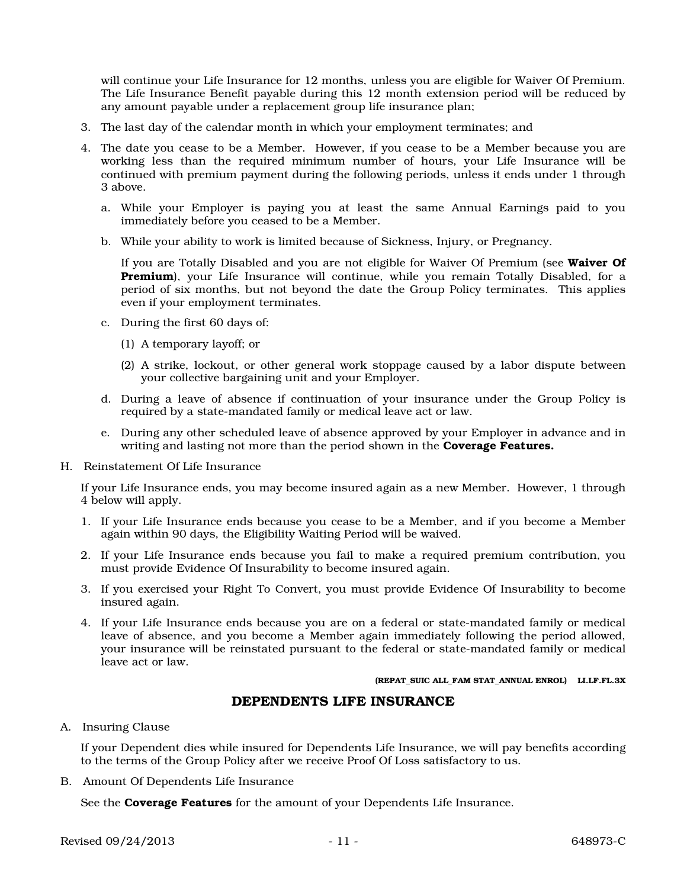will continue your Life Insurance for 12 months, unless you are eligible for Waiver Of Premium. The Life Insurance Benefit payable during this 12 month extension period will be reduced by any amount payable under a replacement group life insurance plan;

3. The last day of the calendar month in which your employment terminates; and

4. The date you cease to be a Member. However, if you cease to be a Member because you are working less than the required minimum number of hours, your Life Insurance will be continued with premium payment during the following periods, unless it ends under 1 through 3 above.

   a. While your Employer is paying you at least the same Annual Earnings paid to you immediately before you ceased to be a Member.

   b. While your ability to work is limited because of Sickness, Injury, or Pregnancy.

      If you are Totally Disabled and you are not eligible for Waiver Of Premium (see **Waiver Of Premium**), your Life Insurance will continue, while you remain Totally Disabled, for a period of six months, but not beyond the date the Group Policy terminates. This applies even if your employment terminates.

   c. During the first 60 days of:

      (1) A temporary layoff; or

      (2) A strike, lockout, or other general work stoppage caused by a labor dispute between your collective bargaining unit and your Employer.

   d. During a leave of absence if continuation of your insurance under the Group Policy is required by a state-mandated family or medical leave act or law.

   e. During any other scheduled leave of absence approved by your Employer in advance and in writing and lasting not more than the period shown in the **Coverage Features.**

H. Reinstatement Of Life Insurance

If your Life Insurance ends, you may become insured again as a new Member. However, 1 through 4 below will apply.

1. If your Life Insurance ends because you cease to be a Member, and if you become a Member again within 90 days, the Eligibility Waiting Period will be waived.

2. If your Life Insurance ends because you fail to make a required premium contribution, you must provide Evidence Of Insurability to become insured again.

3. If you exercised your Right To Convert, you must provide Evidence Of Insurability to become insured again.

4. If your Life Insurance ends because you are on a federal or state-mandated family or medical leave of absence, and you become a Member again immediately following the period allowed, your insurance will be reinstated pursuant to the federal or state-mandated family or medical leave act or law.

**(REPAT_SUIC ALL_FAM STAT_ANNUAL ENROL) LI.LF.FL.3X**

## DEPENDENTS LIFE INSURANCE

A. Insuring Clause

If your Dependent dies while insured for Dependents Life Insurance, we will pay benefits according to the terms of the Group Policy after we receive Proof Of Loss satisfactory to us.

B. Amount Of Dependents Life Insurance

See the **Coverage Features** for the amount of your Dependents Life Insurance.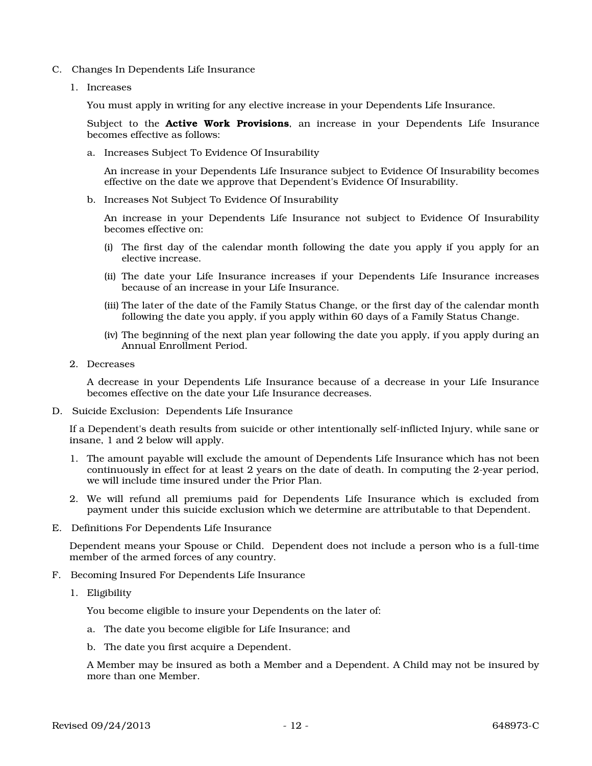C. Changes In Dependents Life Insurance

1. Increases

   You must apply in writing for any elective increase in your Dependents Life Insurance.

   Subject to the **Active Work Provisions**, an increase in your Dependents Life Insurance becomes effective as follows:

   a. Increases Subject To Evidence Of Insurability

      An increase in your Dependents Life Insurance subject to Evidence Of Insurability becomes effective on the date we approve that Dependent's Evidence Of Insurability.

   b. Increases Not Subject To Evidence Of Insurability

      An increase in your Dependents Life Insurance not subject to Evidence Of Insurability becomes effective on:

      (i) The first day of the calendar month following the date you apply if you apply for an elective increase.

      (ii) The date your Life Insurance increases if your Dependents Life Insurance increases because of an increase in your Life Insurance.

      (iii) The later of the date of the Family Status Change, or the first day of the calendar month following the date you apply, if you apply within 60 days of a Family Status Change.

      (iv) The beginning of the next plan year following the date you apply, if you apply during an Annual Enrollment Period.

2. Decreases

   A decrease in your Dependents Life Insurance because of a decrease in your Life Insurance becomes effective on the date your Life Insurance decreases.

D. Suicide Exclusion: Dependents Life Insurance

If a Dependent's death results from suicide or other intentionally self-inflicted Injury, while sane or insane, 1 and 2 below will apply.

1. The amount payable will exclude the amount of Dependents Life Insurance which has not been continuously in effect for at least 2 years on the date of death. In computing the 2-year period, we will include time insured under the Prior Plan.
2. We will refund all premiums paid for Dependents Life Insurance which is excluded from payment under this suicide exclusion which we determine are attributable to that Dependent.

E. Definitions For Dependents Life Insurance

Dependent means your Spouse or Child. Dependent does not include a person who is a full-time member of the armed forces of any country.

F. Becoming Insured For Dependents Life Insurance

1. Eligibility

   You become eligible to insure your Dependents on the later of:

   a. The date you become eligible for Life Insurance; and

   b. The date you first acquire a Dependent.

   A Member may be insured as both a Member and a Dependent. A Child may not be insured by more than one Member.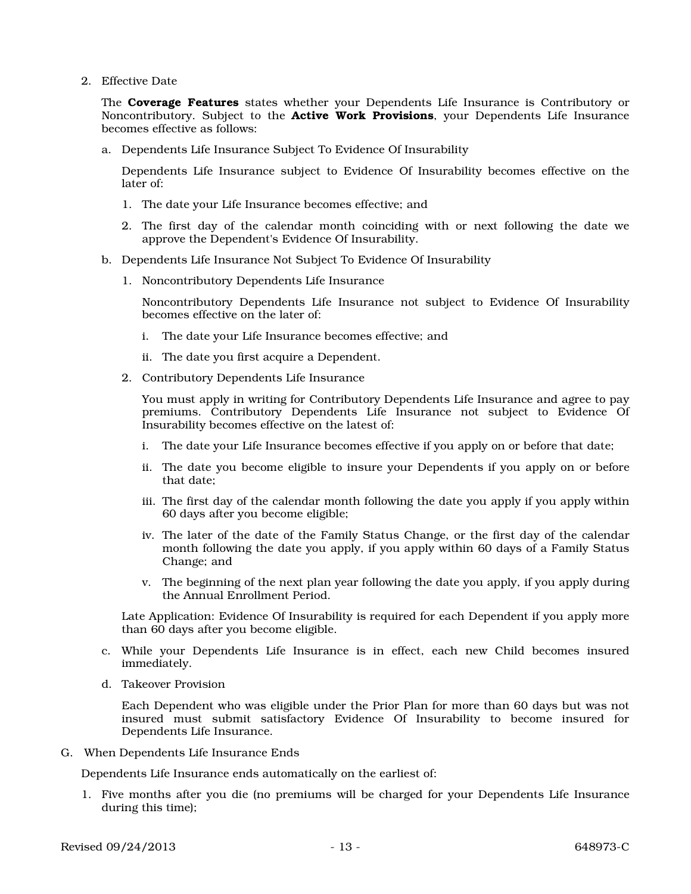2. Effective Date

   The **Coverage Features** states whether your Dependents Life Insurance is Contributory or Noncontributory. Subject to the **Active Work Provisions**, your Dependents Life Insurance becomes effective as follows:

   a. Dependents Life Insurance Subject To Evidence Of Insurability

      Dependents Life Insurance subject to Evidence Of Insurability becomes effective on the later of:

      1. The date your Life Insurance becomes effective; and

      2. The first day of the calendar month coinciding with or next following the date we approve the Dependent's Evidence Of Insurability.

   b. Dependents Life Insurance Not Subject To Evidence Of Insurability

      1. Noncontributory Dependents Life Insurance

         Noncontributory Dependents Life Insurance not subject to Evidence Of Insurability becomes effective on the later of:

         i. The date your Life Insurance becomes effective; and

         ii. The date you first acquire a Dependent.

      2. Contributory Dependents Life Insurance

         You must apply in writing for Contributory Dependents Life Insurance and agree to pay premiums. Contributory Dependents Life Insurance not subject to Evidence Of Insurability becomes effective on the latest of:

         i. The date your Life Insurance becomes effective if you apply on or before that date;

         ii. The date you become eligible to insure your Dependents if you apply on or before that date;

         iii. The first day of the calendar month following the date you apply if you apply within 60 days after you become eligible;

         iv. The later of the date of the Family Status Change, or the first day of the calendar month following the date you apply, if you apply within 60 days of a Family Status Change; and

         v. The beginning of the next plan year following the date you apply, if you apply during the Annual Enrollment Period.

      Late Application: Evidence Of Insurability is required for each Dependent if you apply more than 60 days after you become eligible.

   c. While your Dependents Life Insurance is in effect, each new Child becomes insured immediately.

   d. Takeover Provision

      Each Dependent who was eligible under the Prior Plan for more than 60 days but was not insured must submit satisfactory Evidence Of Insurability to become insured for Dependents Life Insurance.

G. When Dependents Life Insurance Ends

   Dependents Life Insurance ends automatically on the earliest of:

   1. Five months after you die (no premiums will be charged for your Dependents Life Insurance during this time);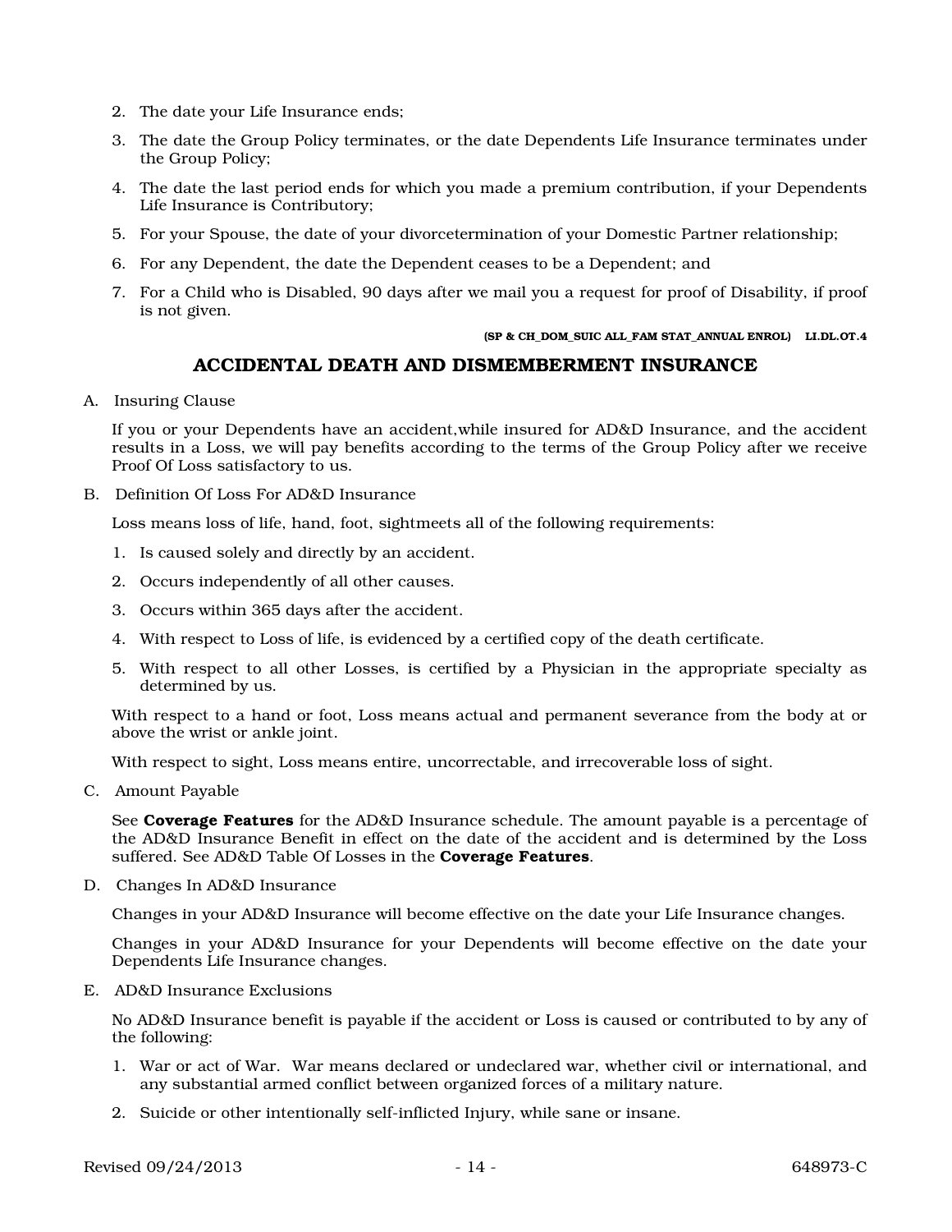2. The date your Life Insurance ends;
3. The date the Group Policy terminates, or the date Dependents Life Insurance terminates under the Group Policy;
4. The date the last period ends for which you made a premium contribution, if your Dependents Life Insurance is Contributory;
5. For your Spouse, the date of your divorcetermination of your Domestic Partner relationship;
6. For any Dependent, the date the Dependent ceases to be a Dependent; and
7. For a Child who is Disabled, 90 days after we mail you a request for proof of Disability, if proof is not given.

**(SP & CH_DOM_SUIC ALL_FAM STAT_ANNUAL ENROL) LI.DL.OT.4**

## ACCIDENTAL DEATH AND DISMEMBERMENT INSURANCE

A. Insuring Clause

If you or your Dependents have an accident,while insured for AD&D Insurance, and the accident results in a Loss, we will pay benefits according to the terms of the Group Policy after we receive Proof Of Loss satisfactory to us.

B. Definition Of Loss For AD&D Insurance

Loss means loss of life, hand, foot, sightmeets all of the following requirements:

1. Is caused solely and directly by an accident.
2. Occurs independently of all other causes.
3. Occurs within 365 days after the accident.
4. With respect to Loss of life, is evidenced by a certified copy of the death certificate.
5. With respect to all other Losses, is certified by a Physician in the appropriate specialty as determined by us.

With respect to a hand or foot, Loss means actual and permanent severance from the body at or above the wrist or ankle joint.

With respect to sight, Loss means entire, uncorrectable, and irrecoverable loss of sight.

C. Amount Payable

See **Coverage Features** for the AD&D Insurance schedule. The amount payable is a percentage of the AD&D Insurance Benefit in effect on the date of the accident and is determined by the Loss suffered. See AD&D Table Of Losses in the **Coverage Features**.

D. Changes In AD&D Insurance

Changes in your AD&D Insurance will become effective on the date your Life Insurance changes.

Changes in your AD&D Insurance for your Dependents will become effective on the date your Dependents Life Insurance changes.

E. AD&D Insurance Exclusions

No AD&D Insurance benefit is payable if the accident or Loss is caused or contributed to by any of the following:

1. War or act of War. War means declared or undeclared war, whether civil or international, and any substantial armed conflict between organized forces of a military nature.
2. Suicide or other intentionally self-inflicted Injury, while sane or insane.

Revised 09/24/2013 648973-C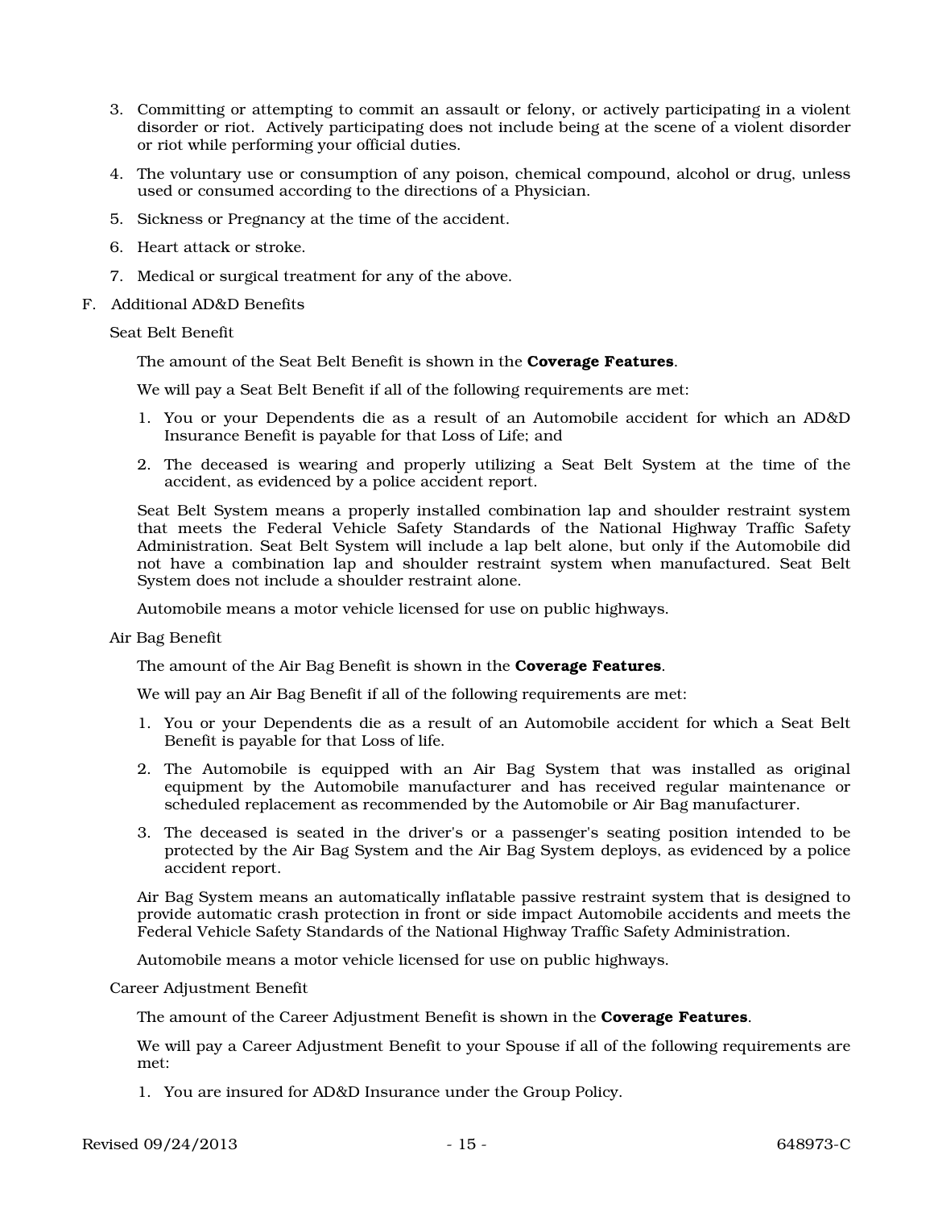3. Committing or attempting to commit an assault or felony, or actively participating in a violent disorder or riot. Actively participating does not include being at the scene of a violent disorder or riot while performing your official duties.
4. The voluntary use or consumption of any poison, chemical compound, alcohol or drug, unless used or consumed according to the directions of a Physician.
5. Sickness or Pregnancy at the time of the accident.
6. Heart attack or stroke.
7. Medical or surgical treatment for any of the above.

F. Additional AD&D Benefits

Seat Belt Benefit

The amount of the Seat Belt Benefit is shown in the **Coverage Features**.

We will pay a Seat Belt Benefit if all of the following requirements are met:

1. You or your Dependents die as a result of an Automobile accident for which an AD&D Insurance Benefit is payable for that Loss of Life; and
2. The deceased is wearing and properly utilizing a Seat Belt System at the time of the accident, as evidenced by a police accident report.

Seat Belt System means a properly installed combination lap and shoulder restraint system that meets the Federal Vehicle Safety Standards of the National Highway Traffic Safety Administration. Seat Belt System will include a lap belt alone, but only if the Automobile did not have a combination lap and shoulder restraint system when manufactured. Seat Belt System does not include a shoulder restraint alone.

Automobile means a motor vehicle licensed for use on public highways.

Air Bag Benefit

The amount of the Air Bag Benefit is shown in the **Coverage Features**.

We will pay an Air Bag Benefit if all of the following requirements are met:

1. You or your Dependents die as a result of an Automobile accident for which a Seat Belt Benefit is payable for that Loss of life.
2. The Automobile is equipped with an Air Bag System that was installed as original equipment by the Automobile manufacturer and has received regular maintenance or scheduled replacement as recommended by the Automobile or Air Bag manufacturer.
3. The deceased is seated in the driver's or a passenger's seating position intended to be protected by the Air Bag System and the Air Bag System deploys, as evidenced by a police accident report.

Air Bag System means an automatically inflatable passive restraint system that is designed to provide automatic crash protection in front or side impact Automobile accidents and meets the Federal Vehicle Safety Standards of the National Highway Traffic Safety Administration.

Automobile means a motor vehicle licensed for use on public highways.

Career Adjustment Benefit

The amount of the Career Adjustment Benefit is shown in the **Coverage Features**.

We will pay a Career Adjustment Benefit to your Spouse if all of the following requirements are met:

1. You are insured for AD&D Insurance under the Group Policy.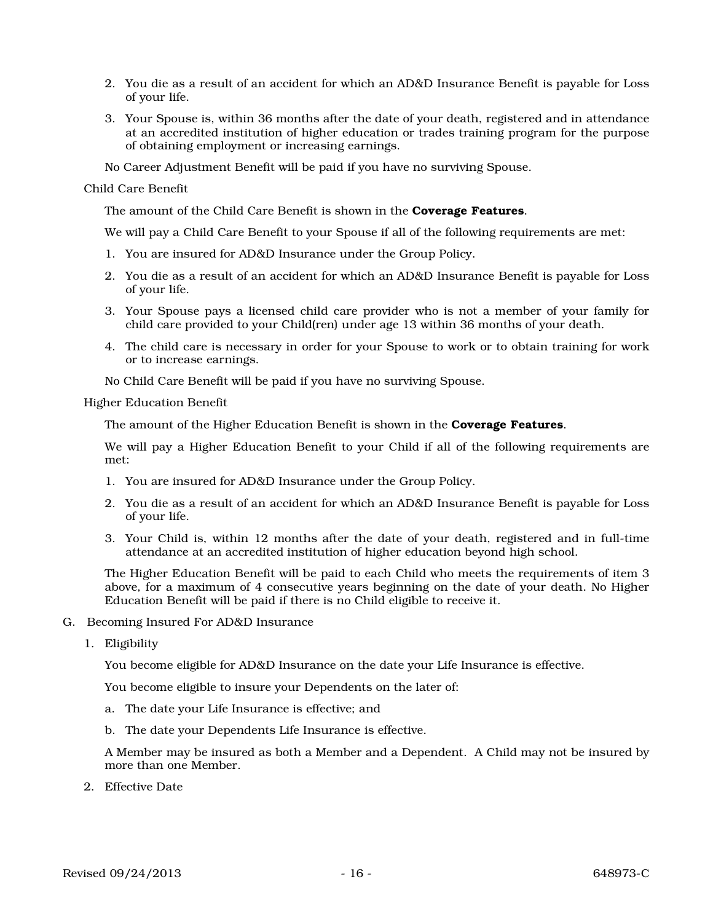2. You die as a result of an accident for which an AD&D Insurance Benefit is payable for Loss of your life.
3. Your Spouse is, within 36 months after the date of your death, registered and in attendance at an accredited institution of higher education or trades training program for the purpose of obtaining employment or increasing earnings.

No Career Adjustment Benefit will be paid if you have no surviving Spouse.

Child Care Benefit

The amount of the Child Care Benefit is shown in the **Coverage Features**.

We will pay a Child Care Benefit to your Spouse if all of the following requirements are met:

1. You are insured for AD&D Insurance under the Group Policy.
2. You die as a result of an accident for which an AD&D Insurance Benefit is payable for Loss of your life.
3. Your Spouse pays a licensed child care provider who is not a member of your family for child care provided to your Child(ren) under age 13 within 36 months of your death.
4. The child care is necessary in order for your Spouse to work or to obtain training for work or to increase earnings.

No Child Care Benefit will be paid if you have no surviving Spouse.

Higher Education Benefit

The amount of the Higher Education Benefit is shown in the **Coverage Features**.

We will pay a Higher Education Benefit to your Child if all of the following requirements are met:

1. You are insured for AD&D Insurance under the Group Policy.
2. You die as a result of an accident for which an AD&D Insurance Benefit is payable for Loss of your life.
3. Your Child is, within 12 months after the date of your death, registered and in full-time attendance at an accredited institution of higher education beyond high school.

The Higher Education Benefit will be paid to each Child who meets the requirements of item 3 above, for a maximum of 4 consecutive years beginning on the date of your death. No Higher Education Benefit will be paid if there is no Child eligible to receive it.

G. Becoming Insured For AD&D Insurance

1. Eligibility

You become eligible for AD&D Insurance on the date your Life Insurance is effective.

You become eligible to insure your Dependents on the later of:

a. The date your Life Insurance is effective; and
b. The date your Dependents Life Insurance is effective.

A Member may be insured as both a Member and a Dependent. A Child may not be insured by more than one Member.

2. Effective Date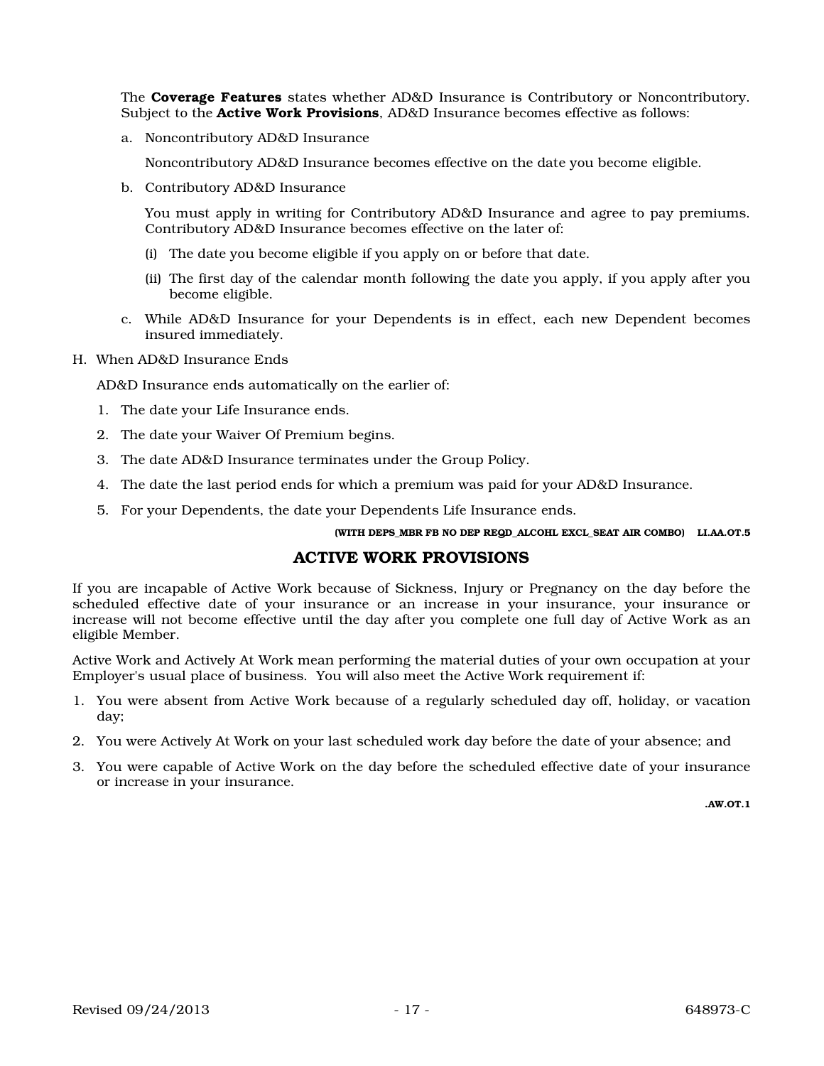The **Coverage Features** states whether AD&D Insurance is Contributory or Noncontributory. Subject to the **Active Work Provisions**, AD&D Insurance becomes effective as follows:

a. Noncontributory AD&D Insurance

   Noncontributory AD&D Insurance becomes effective on the date you become eligible.

b. Contributory AD&D Insurance

   You must apply in writing for Contributory AD&D Insurance and agree to pay premiums. Contributory AD&D Insurance becomes effective on the later of:

   (i) The date you become eligible if you apply on or before that date.

   (ii) The first day of the calendar month following the date you apply, if you apply after you become eligible.

c. While AD&D Insurance for your Dependents is in effect, each new Dependent becomes insured immediately.

H. When AD&D Insurance Ends

   AD&D Insurance ends automatically on the earlier of:

   1. The date your Life Insurance ends.
   2. The date your Waiver Of Premium begins.
   3. The date AD&D Insurance terminates under the Group Policy.
   4. The date the last period ends for which a premium was paid for your AD&D Insurance.
   5. For your Dependents, the date your Dependents Life Insurance ends.

**(WITH DEPS_MBR FB NO DEP REQD_ALCOHL EXCL_SEAT AIR COMBO) LI.AA.OT.5**

## ACTIVE WORK PROVISIONS

If you are incapable of Active Work because of Sickness, Injury or Pregnancy on the day before the scheduled effective date of your insurance or an increase in your insurance, your insurance or increase will not become effective until the day after you complete one full day of Active Work as an eligible Member.

Active Work and Actively At Work mean performing the material duties of your own occupation at your Employer's usual place of business. You will also meet the Active Work requirement if:

1. You were absent from Active Work because of a regularly scheduled day off, holiday, or vacation day;
2. You were Actively At Work on your last scheduled work day before the date of your absence; and
3. You were capable of Active Work on the day before the scheduled effective date of your insurance or increase in your insurance.

**.AW.OT.1**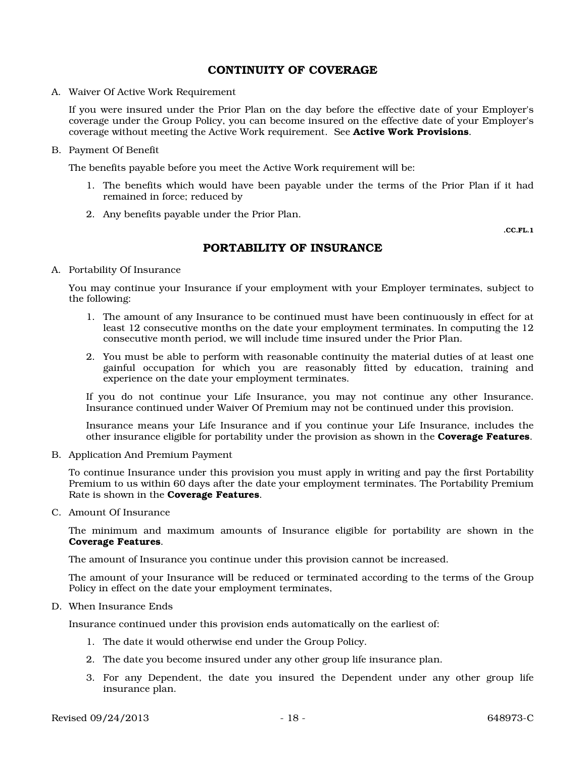## CONTINUITY OF COVERAGE

A. Waiver Of Active Work Requirement

If you were insured under the Prior Plan on the day before the effective date of your Employer's coverage under the Group Policy, you can become insured on the effective date of your Employer's coverage without meeting the Active Work requirement. See **Active Work Provisions**.

B. Payment Of Benefit

The benefits payable before you meet the Active Work requirement will be:

1. The benefits which would have been payable under the terms of the Prior Plan if it had remained in force; reduced by
2. Any benefits payable under the Prior Plan.

.CC.FL.1

## PORTABILITY OF INSURANCE

A. Portability Of Insurance

You may continue your Insurance if your employment with your Employer terminates, subject to the following:

1. The amount of any Insurance to be continued must have been continuously in effect for at least 12 consecutive months on the date your employment terminates. In computing the 12 consecutive month period, we will include time insured under the Prior Plan.
2. You must be able to perform with reasonable continuity the material duties of at least one gainful occupation for which you are reasonably fitted by education, training and experience on the date your employment terminates.

If you do not continue your Life Insurance, you may not continue any other Insurance. Insurance continued under Waiver Of Premium may not be continued under this provision.

Insurance means your Life Insurance and if you continue your Life Insurance, includes the other insurance eligible for portability under the provision as shown in the **Coverage Features**.

B. Application And Premium Payment

To continue Insurance under this provision you must apply in writing and pay the first Portability Premium to us within 60 days after the date your employment terminates. The Portability Premium Rate is shown in the **Coverage Features**.

C. Amount Of Insurance

The minimum and maximum amounts of Insurance eligible for portability are shown in the **Coverage Features**.

The amount of Insurance you continue under this provision cannot be increased.

The amount of your Insurance will be reduced or terminated according to the terms of the Group Policy in effect on the date your employment terminates,

D. When Insurance Ends

Insurance continued under this provision ends automatically on the earliest of:

1. The date it would otherwise end under the Group Policy.
2. The date you become insured under any other group life insurance plan.
3. For any Dependent, the date you insured the Dependent under any other group life insurance plan.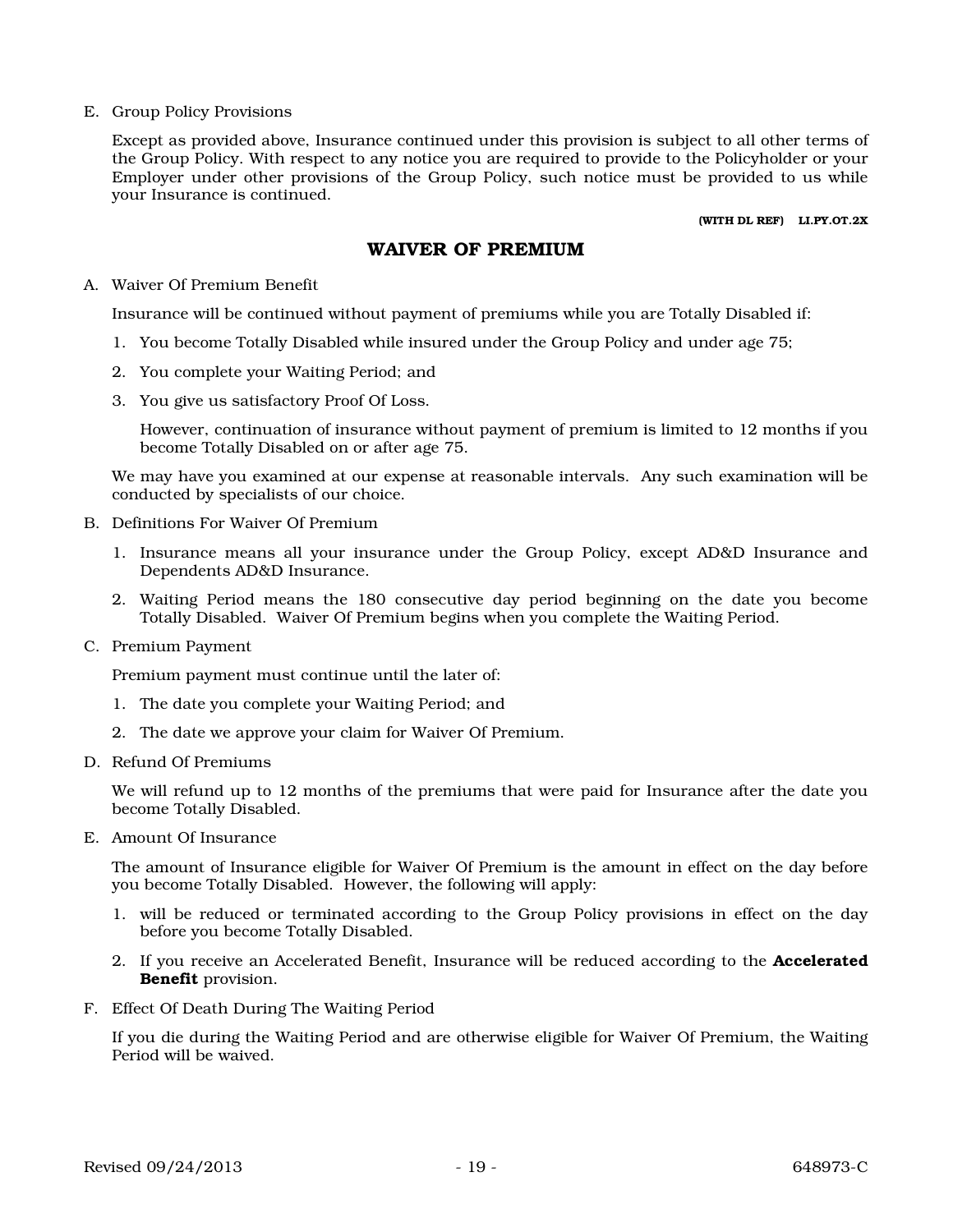E. Group Policy Provisions

Except as provided above, Insurance continued under this provision is subject to all other terms of the Group Policy. With respect to any notice you are required to provide to the Policyholder or your Employer under other provisions of the Group Policy, such notice must be provided to us while your Insurance is continued.

**(WITH DL REF) LI.PY.OT.2X**

## WAIVER OF PREMIUM

A. Waiver Of Premium Benefit

Insurance will be continued without payment of premiums while you are Totally Disabled if:

1. You become Totally Disabled while insured under the Group Policy and under age 75;
2. You complete your Waiting Period; and
3. You give us satisfactory Proof Of Loss.

   However, continuation of insurance without payment of premium is limited to 12 months if you become Totally Disabled on or after age 75.

We may have you examined at our expense at reasonable intervals. Any such examination will be conducted by specialists of our choice.

B. Definitions For Waiver Of Premium

1. Insurance means all your insurance under the Group Policy, except AD&D Insurance and Dependents AD&D Insurance.
2. Waiting Period means the 180 consecutive day period beginning on the date you become Totally Disabled. Waiver Of Premium begins when you complete the Waiting Period.

C. Premium Payment

Premium payment must continue until the later of:

1. The date you complete your Waiting Period; and
2. The date we approve your claim for Waiver Of Premium.

D. Refund Of Premiums

We will refund up to 12 months of the premiums that were paid for Insurance after the date you become Totally Disabled.

E. Amount Of Insurance

The amount of Insurance eligible for Waiver Of Premium is the amount in effect on the day before you become Totally Disabled. However, the following will apply:

1. will be reduced or terminated according to the Group Policy provisions in effect on the day before you become Totally Disabled.
2. If you receive an Accelerated Benefit, Insurance will be reduced according to the **Accelerated Benefit** provision.

F. Effect Of Death During The Waiting Period

If you die during the Waiting Period and are otherwise eligible for Waiver Of Premium, the Waiting Period will be waived.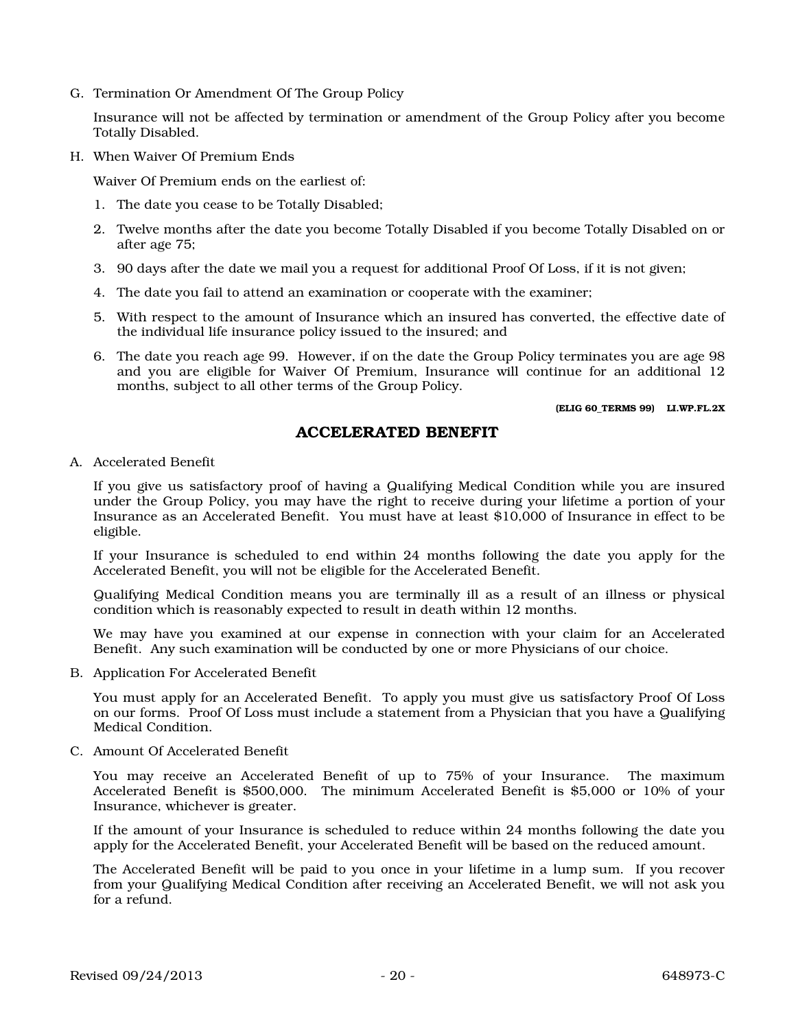G. Termination Or Amendment Of The Group Policy

   Insurance will not be affected by termination or amendment of the Group Policy after you become Totally Disabled.

H. When Waiver Of Premium Ends

   Waiver Of Premium ends on the earliest of:

   1. The date you cease to be Totally Disabled;
   2. Twelve months after the date you become Totally Disabled if you become Totally Disabled on or after age 75;
   3. 90 days after the date we mail you a request for additional Proof Of Loss, if it is not given;
   4. The date you fail to attend an examination or cooperate with the examiner;
   5. With respect to the amount of Insurance which an insured has converted, the effective date of the individual life insurance policy issued to the insured; and
   6. The date you reach age 99. However, if on the date the Group Policy terminates you are age 98 and you are eligible for Waiver Of Premium, Insurance will continue for an additional 12 months, subject to all other terms of the Group Policy.

**(ELIG 60_TERMS 99) LI.WP.FL.2X**

## ACCELERATED BENEFIT

A. Accelerated Benefit

   If you give us satisfactory proof of having a Qualifying Medical Condition while you are insured under the Group Policy, you may have the right to receive during your lifetime a portion of your Insurance as an Accelerated Benefit. You must have at least $10,000 of Insurance in effect to be eligible.

   If your Insurance is scheduled to end within 24 months following the date you apply for the Accelerated Benefit, you will not be eligible for the Accelerated Benefit.

   Qualifying Medical Condition means you are terminally ill as a result of an illness or physical condition which is reasonably expected to result in death within 12 months.

   We may have you examined at our expense in connection with your claim for an Accelerated Benefit. Any such examination will be conducted by one or more Physicians of our choice.

B. Application For Accelerated Benefit

   You must apply for an Accelerated Benefit. To apply you must give us satisfactory Proof Of Loss on our forms. Proof Of Loss must include a statement from a Physician that you have a Qualifying Medical Condition.

C. Amount Of Accelerated Benefit

   You may receive an Accelerated Benefit of up to 75% of your Insurance. The maximum Accelerated Benefit is $500,000. The minimum Accelerated Benefit is $5,000 or 10% of your Insurance, whichever is greater.

   If the amount of your Insurance is scheduled to reduce within 24 months following the date you apply for the Accelerated Benefit, your Accelerated Benefit will be based on the reduced amount.

   The Accelerated Benefit will be paid to you once in your lifetime in a lump sum. If you recover from your Qualifying Medical Condition after receiving an Accelerated Benefit, we will not ask you for a refund.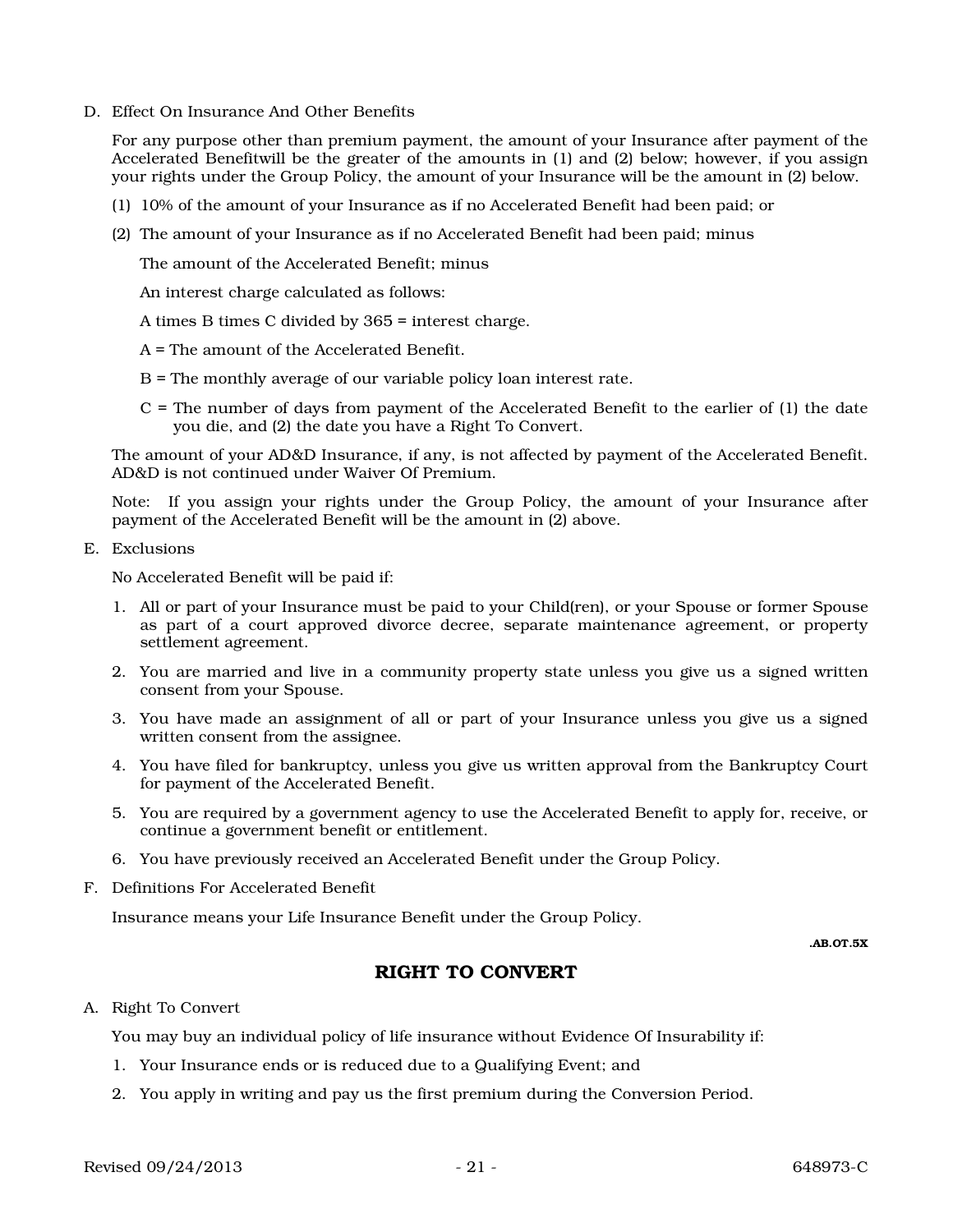D. Effect On Insurance And Other Benefits

For any purpose other than premium payment, the amount of your Insurance after payment of the Accelerated Benefitwill be the greater of the amounts in (1) and (2) below; however, if you assign your rights under the Group Policy, the amount of your Insurance will be the amount in (2) below.

(1) 10% of the amount of your Insurance as if no Accelerated Benefit had been paid; or

(2) The amount of your Insurance as if no Accelerated Benefit had been paid; minus

The amount of the Accelerated Benefit; minus

An interest charge calculated as follows:

A times B times C divided by 365 = interest charge.

A = The amount of the Accelerated Benefit.

B = The monthly average of our variable policy loan interest rate.

C = The number of days from payment of the Accelerated Benefit to the earlier of (1) the date you die, and (2) the date you have a Right To Convert.

The amount of your AD&D Insurance, if any, is not affected by payment of the Accelerated Benefit. AD&D is not continued under Waiver Of Premium.

Note: If you assign your rights under the Group Policy, the amount of your Insurance after payment of the Accelerated Benefit will be the amount in (2) above.

E. Exclusions

No Accelerated Benefit will be paid if:

1. All or part of your Insurance must be paid to your Child(ren), or your Spouse or former Spouse as part of a court approved divorce decree, separate maintenance agreement, or property settlement agreement.
2. You are married and live in a community property state unless you give us a signed written consent from your Spouse.
3. You have made an assignment of all or part of your Insurance unless you give us a signed written consent from the assignee.
4. You have filed for bankruptcy, unless you give us written approval from the Bankruptcy Court for payment of the Accelerated Benefit.
5. You are required by a government agency to use the Accelerated Benefit to apply for, receive, or continue a government benefit or entitlement.
6. You have previously received an Accelerated Benefit under the Group Policy.

F. Definitions For Accelerated Benefit

Insurance means your Life Insurance Benefit under the Group Policy.

.AB.OT.5X

## RIGHT TO CONVERT

A. Right To Convert

You may buy an individual policy of life insurance without Evidence Of Insurability if:

1. Your Insurance ends or is reduced due to a Qualifying Event; and
2. You apply in writing and pay us the first premium during the Conversion Period.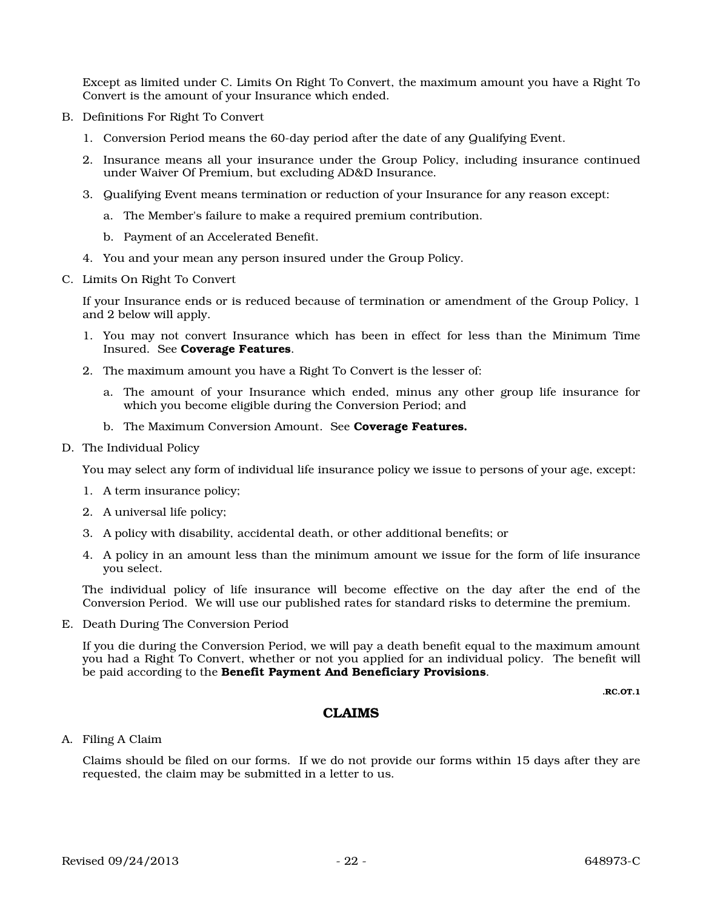Except as limited under C. Limits On Right To Convert, the maximum amount you have a Right To Convert is the amount of your Insurance which ended.

B. Definitions For Right To Convert

   1. Conversion Period means the 60-day period after the date of any Qualifying Event.

   2. Insurance means all your insurance under the Group Policy, including insurance continued under Waiver Of Premium, but excluding AD&D Insurance.

   3. Qualifying Event means termination or reduction of your Insurance for any reason except:

      a. The Member's failure to make a required premium contribution.

      b. Payment of an Accelerated Benefit.

   4. You and your mean any person insured under the Group Policy.

C. Limits On Right To Convert

   If your Insurance ends or is reduced because of termination or amendment of the Group Policy, 1 and 2 below will apply.

   1. You may not convert Insurance which has been in effect for less than the Minimum Time Insured. See **Coverage Features**.

   2. The maximum amount you have a Right To Convert is the lesser of:

      a. The amount of your Insurance which ended, minus any other group life insurance for which you become eligible during the Conversion Period; and

      b. The Maximum Conversion Amount. See **Coverage Features.**

D. The Individual Policy

   You may select any form of individual life insurance policy we issue to persons of your age, except:

   1. A term insurance policy;

   2. A universal life policy;

   3. A policy with disability, accidental death, or other additional benefits; or

   4. A policy in an amount less than the minimum amount we issue for the form of life insurance you select.

   The individual policy of life insurance will become effective on the day after the end of the Conversion Period. We will use our published rates for standard risks to determine the premium.

E. Death During The Conversion Period

   If you die during the Conversion Period, we will pay a death benefit equal to the maximum amount you had a Right To Convert, whether or not you applied for an individual policy. The benefit will be paid according to the **Benefit Payment And Beneficiary Provisions**.

**.RC.OT.1**

## CLAIMS

A. Filing A Claim

   Claims should be filed on our forms. If we do not provide our forms within 15 days after they are requested, the claim may be submitted in a letter to us.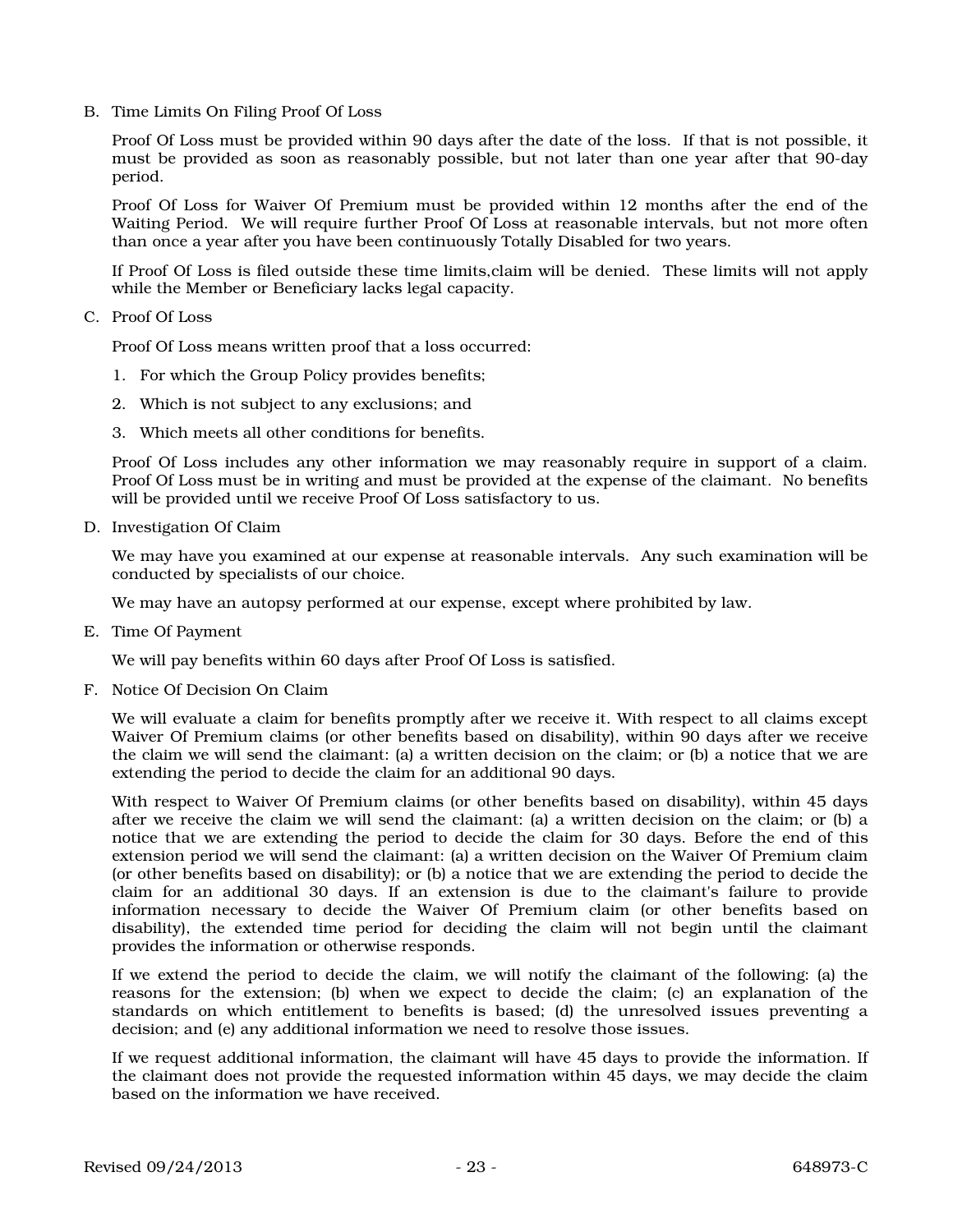B. Time Limits On Filing Proof Of Loss

Proof Of Loss must be provided within 90 days after the date of the loss. If that is not possible, it must be provided as soon as reasonably possible, but not later than one year after that 90-day period.

Proof Of Loss for Waiver Of Premium must be provided within 12 months after the end of the Waiting Period. We will require further Proof Of Loss at reasonable intervals, but not more often than once a year after you have been continuously Totally Disabled for two years.

If Proof Of Loss is filed outside these time limits,claim will be denied. These limits will not apply while the Member or Beneficiary lacks legal capacity.

C. Proof Of Loss

Proof Of Loss means written proof that a loss occurred:

1. For which the Group Policy provides benefits;
2. Which is not subject to any exclusions; and
3. Which meets all other conditions for benefits.

Proof Of Loss includes any other information we may reasonably require in support of a claim. Proof Of Loss must be in writing and must be provided at the expense of the claimant. No benefits will be provided until we receive Proof Of Loss satisfactory to us.

D. Investigation Of Claim

We may have you examined at our expense at reasonable intervals. Any such examination will be conducted by specialists of our choice.

We may have an autopsy performed at our expense, except where prohibited by law.

E. Time Of Payment

We will pay benefits within 60 days after Proof Of Loss is satisfied.

F. Notice Of Decision On Claim

We will evaluate a claim for benefits promptly after we receive it. With respect to all claims except Waiver Of Premium claims (or other benefits based on disability), within 90 days after we receive the claim we will send the claimant: (a) a written decision on the claim; or (b) a notice that we are extending the period to decide the claim for an additional 90 days.

With respect to Waiver Of Premium claims (or other benefits based on disability), within 45 days after we receive the claim we will send the claimant: (a) a written decision on the claim; or (b) a notice that we are extending the period to decide the claim for 30 days. Before the end of this extension period we will send the claimant: (a) a written decision on the Waiver Of Premium claim (or other benefits based on disability); or (b) a notice that we are extending the period to decide the claim for an additional 30 days. If an extension is due to the claimant's failure to provide information necessary to decide the Waiver Of Premium claim (or other benefits based on disability), the extended time period for deciding the claim will not begin until the claimant provides the information or otherwise responds.

If we extend the period to decide the claim, we will notify the claimant of the following: (a) the reasons for the extension; (b) when we expect to decide the claim; (c) an explanation of the standards on which entitlement to benefits is based; (d) the unresolved issues preventing a decision; and (e) any additional information we need to resolve those issues.

If we request additional information, the claimant will have 45 days to provide the information. If the claimant does not provide the requested information within 45 days, we may decide the claim based on the information we have received.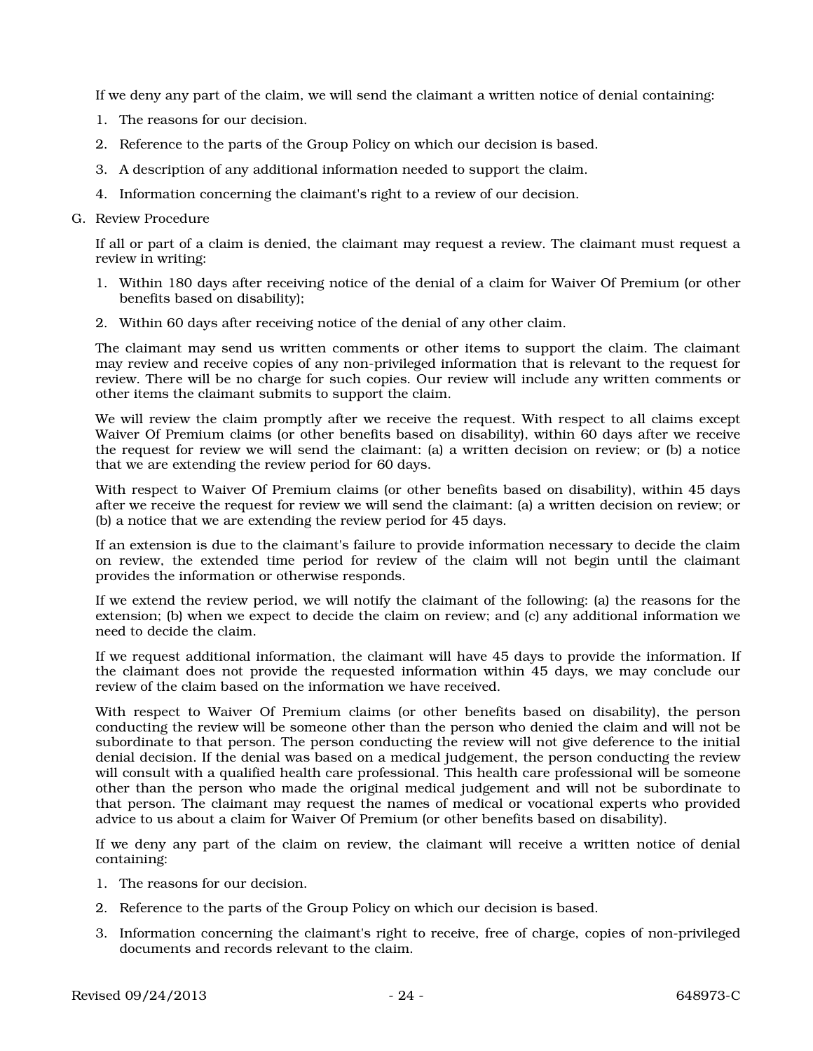If we deny any part of the claim, we will send the claimant a written notice of denial containing:

1. The reasons for our decision.
2. Reference to the parts of the Group Policy on which our decision is based.
3. A description of any additional information needed to support the claim.
4. Information concerning the claimant's right to a review of our decision.

G. Review Procedure

If all or part of a claim is denied, the claimant may request a review. The claimant must request a review in writing:

1. Within 180 days after receiving notice of the denial of a claim for Waiver Of Premium (or other benefits based on disability);
2. Within 60 days after receiving notice of the denial of any other claim.

The claimant may send us written comments or other items to support the claim. The claimant may review and receive copies of any non-privileged information that is relevant to the request for review. There will be no charge for such copies. Our review will include any written comments or other items the claimant submits to support the claim.

We will review the claim promptly after we receive the request. With respect to all claims except Waiver Of Premium claims (or other benefits based on disability), within 60 days after we receive the request for review we will send the claimant: (a) a written decision on review; or (b) a notice that we are extending the review period for 60 days.

With respect to Waiver Of Premium claims (or other benefits based on disability), within 45 days after we receive the request for review we will send the claimant: (a) a written decision on review; or (b) a notice that we are extending the review period for 45 days.

If an extension is due to the claimant's failure to provide information necessary to decide the claim on review, the extended time period for review of the claim will not begin until the claimant provides the information or otherwise responds.

If we extend the review period, we will notify the claimant of the following: (a) the reasons for the extension; (b) when we expect to decide the claim on review; and (c) any additional information we need to decide the claim.

If we request additional information, the claimant will have 45 days to provide the information. If the claimant does not provide the requested information within 45 days, we may conclude our review of the claim based on the information we have received.

With respect to Waiver Of Premium claims (or other benefits based on disability), the person conducting the review will be someone other than the person who denied the claim and will not be subordinate to that person. The person conducting the review will not give deference to the initial denial decision. If the denial was based on a medical judgement, the person conducting the review will consult with a qualified health care professional. This health care professional will be someone other than the person who made the original medical judgement and will not be subordinate to that person. The claimant may request the names of medical or vocational experts who provided advice to us about a claim for Waiver Of Premium (or other benefits based on disability).

If we deny any part of the claim on review, the claimant will receive a written notice of denial containing:

1. The reasons for our decision.
2. Reference to the parts of the Group Policy on which our decision is based.
3. Information concerning the claimant's right to receive, free of charge, copies of non-privileged documents and records relevant to the claim.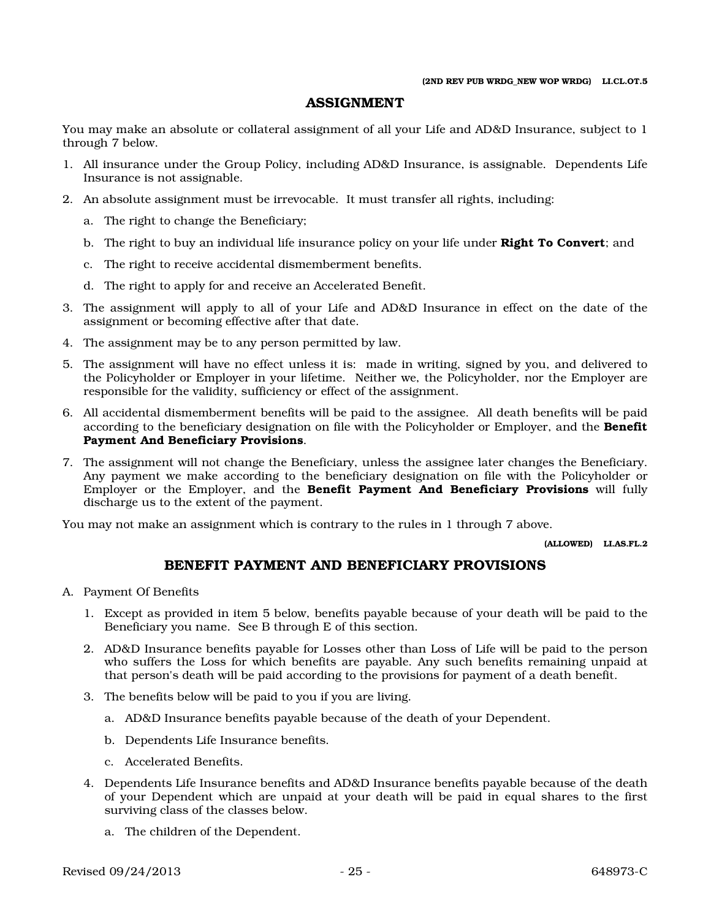(2ND REV PUB WRDG_NEW WOP WRDG) LI.CL.OT.5

## ASSIGNMENT

You may make an absolute or collateral assignment of all your Life and AD&D Insurance, subject to 1 through 7 below.

1. All insurance under the Group Policy, including AD&D Insurance, is assignable. Dependents Life Insurance is not assignable.
2. An absolute assignment must be irrevocable. It must transfer all rights, including:
   a. The right to change the Beneficiary;
   b. The right to buy an individual life insurance policy on your life under **Right To Convert**; and
   c. The right to receive accidental dismemberment benefits.
   d. The right to apply for and receive an Accelerated Benefit.
3. The assignment will apply to all of your Life and AD&D Insurance in effect on the date of the assignment or becoming effective after that date.
4. The assignment may be to any person permitted by law.
5. The assignment will have no effect unless it is: made in writing, signed by you, and delivered to the Policyholder or Employer in your lifetime. Neither we, the Policyholder, nor the Employer are responsible for the validity, sufficiency or effect of the assignment.
6. All accidental dismemberment benefits will be paid to the assignee. All death benefits will be paid according to the beneficiary designation on file with the Policyholder or Employer, and the **Benefit Payment And Beneficiary Provisions**.
7. The assignment will not change the Beneficiary, unless the assignee later changes the Beneficiary. Any payment we make according to the beneficiary designation on file with the Policyholder or Employer or the Employer, and the **Benefit Payment And Beneficiary Provisions** will fully discharge us to the extent of the payment.

You may not make an assignment which is contrary to the rules in 1 through 7 above.

(ALLOWED) LI.AS.FL.2

## BENEFIT PAYMENT AND BENEFICIARY PROVISIONS

A. Payment Of Benefits

1. Except as provided in item 5 below, benefits payable because of your death will be paid to the Beneficiary you name. See B through E of this section.
2. AD&D Insurance benefits payable for Losses other than Loss of Life will be paid to the person who suffers the Loss for which benefits are payable. Any such benefits remaining unpaid at that person's death will be paid according to the provisions for payment of a death benefit.
3. The benefits below will be paid to you if you are living.
   a. AD&D Insurance benefits payable because of the death of your Dependent.
   b. Dependents Life Insurance benefits.
   c. Accelerated Benefits.
4. Dependents Life Insurance benefits and AD&D Insurance benefits payable because of the death of your Dependent which are unpaid at your death will be paid in equal shares to the first surviving class of the classes below.
   a. The children of the Dependent.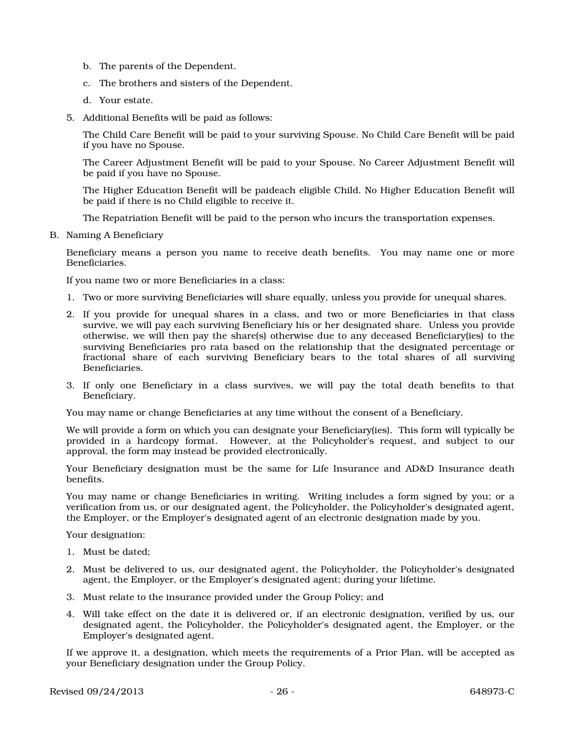b. The parents of the Dependent.

c. The brothers and sisters of the Dependent.

d. Your estate.

5. Additional Benefits will be paid as follows:

   The Child Care Benefit will be paid to your surviving Spouse. No Child Care Benefit will be paid if you have no Spouse.

   The Career Adjustment Benefit will be paid to your Spouse. No Career Adjustment Benefit will be paid if you have no Spouse.

   The Higher Education Benefit will be paideach eligible Child. No Higher Education Benefit will be paid if there is no Child eligible to receive it.

   The Repatriation Benefit will be paid to the person who incurs the transportation expenses.

B. Naming A Beneficiary

Beneficiary means a person you name to receive death benefits. You may name one or more Beneficiaries.

If you name two or more Beneficiaries in a class:

1. Two or more surviving Beneficiaries will share equally, unless you provide for unequal shares.
2. If you provide for unequal shares in a class, and two or more Beneficiaries in that class survive, we will pay each surviving Beneficiary his or her designated share. Unless you provide otherwise, we will then pay the share(s) otherwise due to any deceased Beneficiary(ies) to the surviving Beneficiaries pro rata based on the relationship that the designated percentage or fractional share of each surviving Beneficiary bears to the total shares of all surviving Beneficiaries.
3. If only one Beneficiary in a class survives, we will pay the total death benefits to that Beneficiary.

You may name or change Beneficiaries at any time without the consent of a Beneficiary.

We will provide a form on which you can designate your Beneficiary(ies). This form will typically be provided in a hardcopy format. However, at the Policyholder's request, and subject to our approval, the form may instead be provided electronically.

Your Beneficiary designation must be the same for Life Insurance and AD&D Insurance death benefits.

You may name or change Beneficiaries in writing. Writing includes a form signed by you; or a verification from us, or our designated agent, the Policyholder, the Policyholder's designated agent, the Employer, or the Employer's designated agent of an electronic designation made by you.

Your designation:

1. Must be dated;
2. Must be delivered to us, our designated agent, the Policyholder, the Policyholder's designated agent, the Employer, or the Employer's designated agent; during your lifetime.
3. Must relate to the insurance provided under the Group Policy; and
4. Will take effect on the date it is delivered or, if an electronic designation, verified by us, our designated agent, the Policyholder, the Policyholder's designated agent, the Employer, or the Employer's designated agent.

If we approve it, a designation, which meets the requirements of a Prior Plan, will be accepted as your Beneficiary designation under the Group Policy.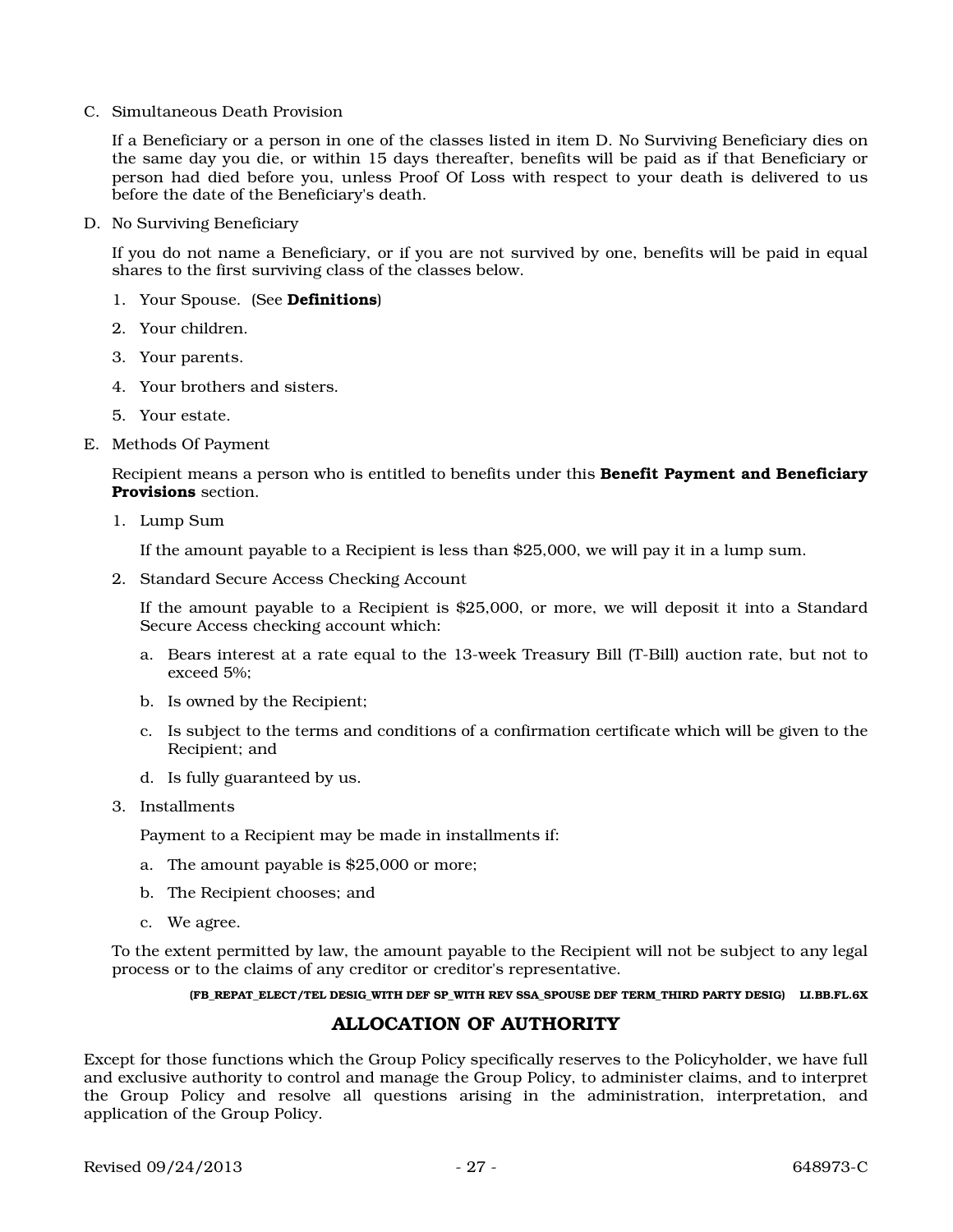C. Simultaneous Death Provision

If a Beneficiary or a person in one of the classes listed in item D. No Surviving Beneficiary dies on the same day you die, or within 15 days thereafter, benefits will be paid as if that Beneficiary or person had died before you, unless Proof Of Loss with respect to your death is delivered to us before the date of the Beneficiary's death.

D. No Surviving Beneficiary

If you do not name a Beneficiary, or if you are not survived by one, benefits will be paid in equal shares to the first surviving class of the classes below.

1. Your Spouse. (See **Definitions**)
2. Your children.
3. Your parents.
4. Your brothers and sisters.
5. Your estate.

E. Methods Of Payment

Recipient means a person who is entitled to benefits under this **Benefit Payment and Beneficiary Provisions** section.

1. Lump Sum

   If the amount payable to a Recipient is less than $25,000, we will pay it in a lump sum.

2. Standard Secure Access Checking Account

   If the amount payable to a Recipient is $25,000, or more, we will deposit it into a Standard Secure Access checking account which:

   a. Bears interest at a rate equal to the 13-week Treasury Bill (T-Bill) auction rate, but not to exceed 5%;
   b. Is owned by the Recipient;
   c. Is subject to the terms and conditions of a confirmation certificate which will be given to the Recipient; and
   d. Is fully guaranteed by us.

3. Installments

   Payment to a Recipient may be made in installments if:

   a. The amount payable is $25,000 or more;
   b. The Recipient chooses; and
   c. We agree.

To the extent permitted by law, the amount payable to the Recipient will not be subject to any legal process or to the claims of any creditor or creditor's representative.

**(FB_REPAT_ELECT/TEL DESIG_WITH DEF SP_WITH REV SSA_SPOUSE DEF TERM_THIRD PARTY DESIG) LI.BB.FL.6X**

## ALLOCATION OF AUTHORITY

Except for those functions which the Group Policy specifically reserves to the Policyholder, we have full and exclusive authority to control and manage the Group Policy, to administer claims, and to interpret the Group Policy and resolve all questions arising in the administration, interpretation, and application of the Group Policy.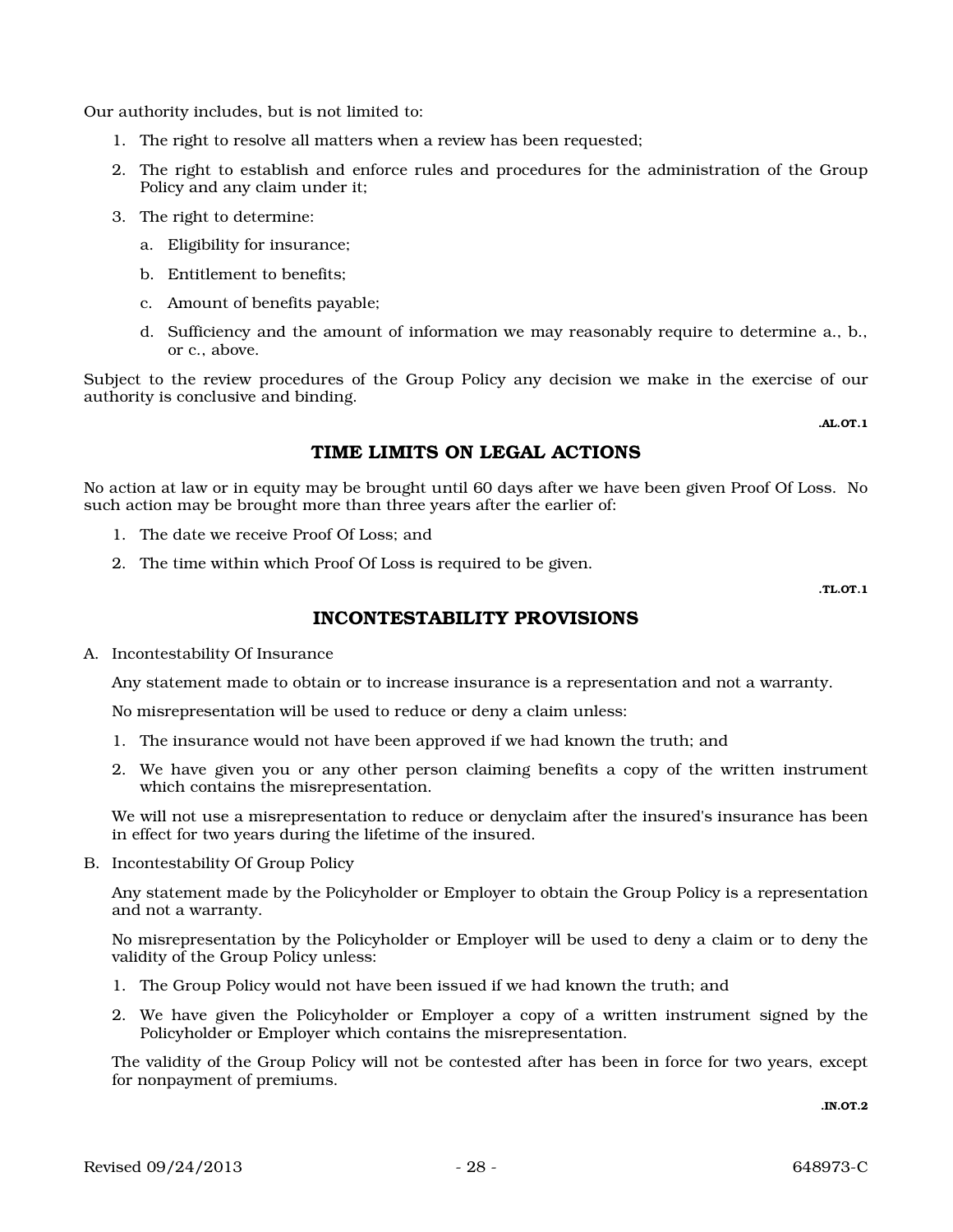Our authority includes, but is not limited to:

1. The right to resolve all matters when a review has been requested;
2. The right to establish and enforce rules and procedures for the administration of the Group Policy and any claim under it;
3. The right to determine:
   a. Eligibility for insurance;
   b. Entitlement to benefits;
   c. Amount of benefits payable;
   d. Sufficiency and the amount of information we may reasonably require to determine a., b., or c., above.

Subject to the review procedures of the Group Policy any decision we make in the exercise of our authority is conclusive and binding.

.AL.OT.1

## TIME LIMITS ON LEGAL ACTIONS

No action at law or in equity may be brought until 60 days after we have been given Proof Of Loss. No such action may be brought more than three years after the earlier of:

1. The date we receive Proof Of Loss; and
2. The time within which Proof Of Loss is required to be given.

.TL.OT.1

## INCONTESTABILITY PROVISIONS

A. Incontestability Of Insurance

   Any statement made to obtain or to increase insurance is a representation and not a warranty.

   No misrepresentation will be used to reduce or deny a claim unless:

   1. The insurance would not have been approved if we had known the truth; and
   2. We have given you or any other person claiming benefits a copy of the written instrument which contains the misrepresentation.

   We will not use a misrepresentation to reduce or denyclaim after the insured's insurance has been in effect for two years during the lifetime of the insured.

B. Incontestability Of Group Policy

   Any statement made by the Policyholder or Employer to obtain the Group Policy is a representation and not a warranty.

   No misrepresentation by the Policyholder or Employer will be used to deny a claim or to deny the validity of the Group Policy unless:

   1. The Group Policy would not have been issued if we had known the truth; and
   2. We have given the Policyholder or Employer a copy of a written instrument signed by the Policyholder or Employer which contains the misrepresentation.

   The validity of the Group Policy will not be contested after has been in force for two years, except for nonpayment of premiums.

.IN.OT.2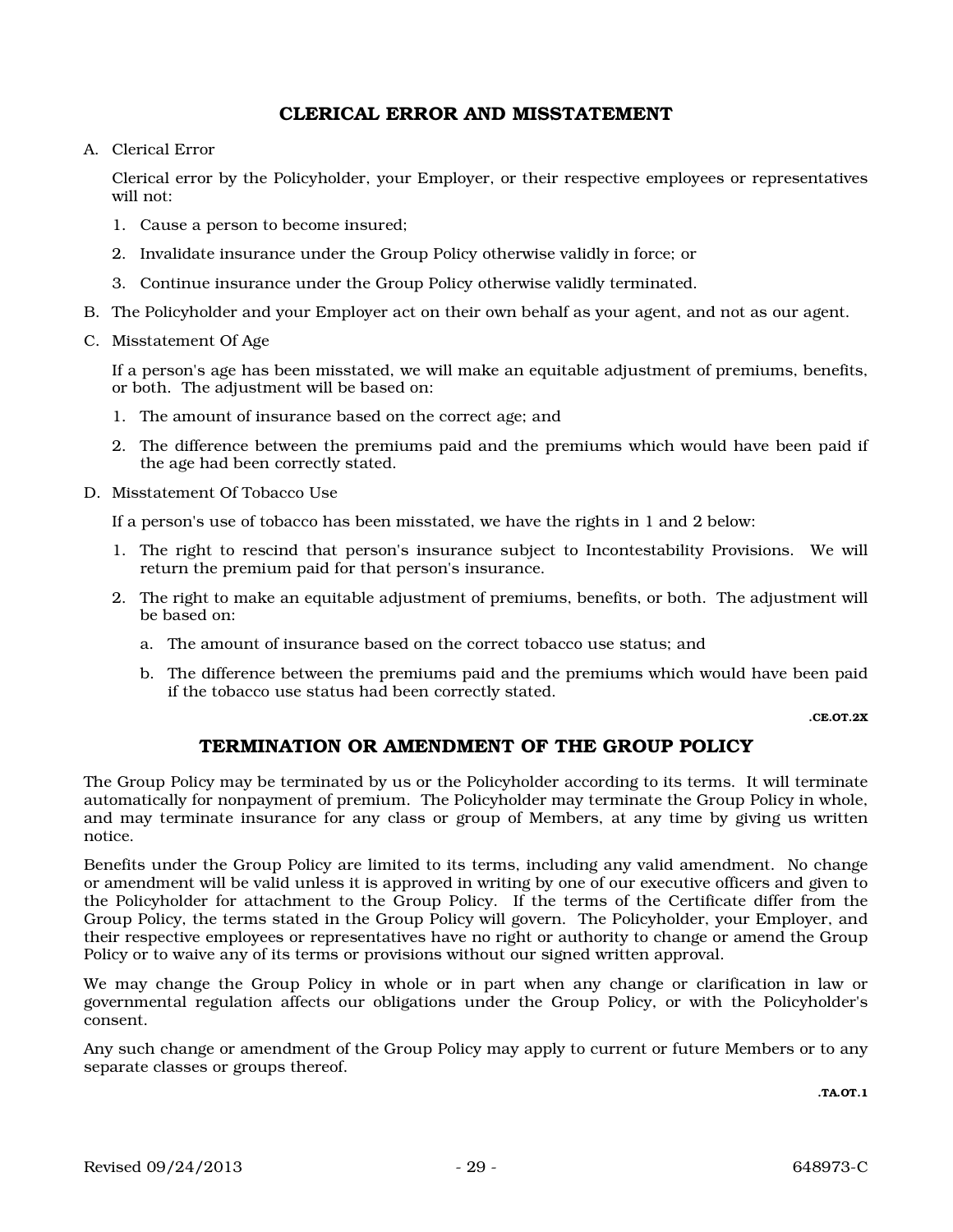## CLERICAL ERROR AND MISSTATEMENT

A. Clerical Error

Clerical error by the Policyholder, your Employer, or their respective employees or representatives will not:

1. Cause a person to become insured;
2. Invalidate insurance under the Group Policy otherwise validly in force; or
3. Continue insurance under the Group Policy otherwise validly terminated.

B. The Policyholder and your Employer act on their own behalf as your agent, and not as our agent.

C. Misstatement Of Age

If a person's age has been misstated, we will make an equitable adjustment of premiums, benefits, or both. The adjustment will be based on:

1. The amount of insurance based on the correct age; and
2. The difference between the premiums paid and the premiums which would have been paid if the age had been correctly stated.

D. Misstatement Of Tobacco Use

If a person's use of tobacco has been misstated, we have the rights in 1 and 2 below:

1. The right to rescind that person's insurance subject to Incontestability Provisions. We will return the premium paid for that person's insurance.
2. The right to make an equitable adjustment of premiums, benefits, or both. The adjustment will be based on:
   a. The amount of insurance based on the correct tobacco use status; and
   b. The difference between the premiums paid and the premiums which would have been paid if the tobacco use status had been correctly stated.

**.CE.OT.2X**

## TERMINATION OR AMENDMENT OF THE GROUP POLICY

The Group Policy may be terminated by us or the Policyholder according to its terms. It will terminate automatically for nonpayment of premium. The Policyholder may terminate the Group Policy in whole, and may terminate insurance for any class or group of Members, at any time by giving us written notice.

Benefits under the Group Policy are limited to its terms, including any valid amendment. No change or amendment will be valid unless it is approved in writing by one of our executive officers and given to the Policyholder for attachment to the Group Policy. If the terms of the Certificate differ from the Group Policy, the terms stated in the Group Policy will govern. The Policyholder, your Employer, and their respective employees or representatives have no right or authority to change or amend the Group Policy or to waive any of its terms or provisions without our signed written approval.

We may change the Group Policy in whole or in part when any change or clarification in law or governmental regulation affects our obligations under the Group Policy, or with the Policyholder's consent.

Any such change or amendment of the Group Policy may apply to current or future Members or to any separate classes or groups thereof.

**.TA.OT.1**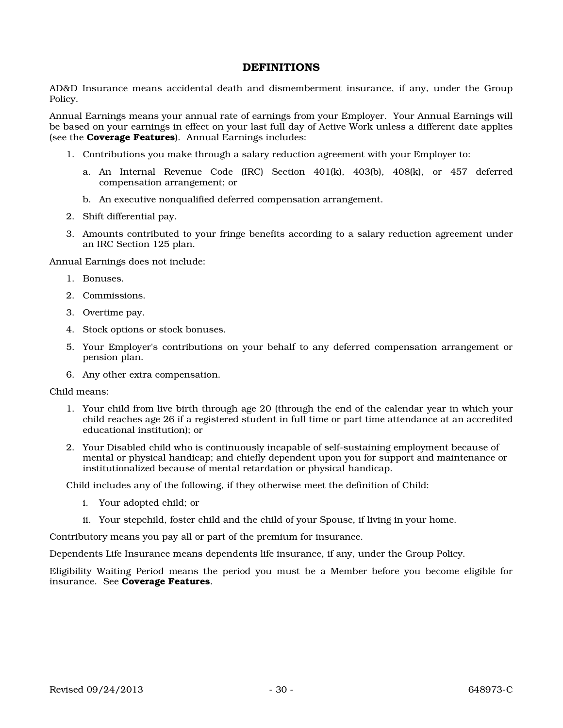## DEFINITIONS

AD&D Insurance means accidental death and dismemberment insurance, if any, under the Group Policy.

Annual Earnings means your annual rate of earnings from your Employer. Your Annual Earnings will be based on your earnings in effect on your last full day of Active Work unless a different date applies (see the **Coverage Features**). Annual Earnings includes:

1. Contributions you make through a salary reduction agreement with your Employer to:
   a. An Internal Revenue Code (IRC) Section 401(k), 403(b), 408(k), or 457 deferred compensation arrangement; or
   b. An executive nonqualified deferred compensation arrangement.
2. Shift differential pay.
3. Amounts contributed to your fringe benefits according to a salary reduction agreement under an IRC Section 125 plan.

Annual Earnings does not include:

1. Bonuses.
2. Commissions.
3. Overtime pay.
4. Stock options or stock bonuses.
5. Your Employer's contributions on your behalf to any deferred compensation arrangement or pension plan.
6. Any other extra compensation.

Child means:

1. Your child from live birth through age 20 (through the end of the calendar year in which your child reaches age 26 if a registered student in full time or part time attendance at an accredited educational institution); or
2. Your Disabled child who is continuously incapable of self-sustaining employment because of mental or physical handicap; and chiefly dependent upon you for support and maintenance or institutionalized because of mental retardation or physical handicap.

Child includes any of the following, if they otherwise meet the definition of Child:

i. Your adopted child; or
ii. Your stepchild, foster child and the child of your Spouse, if living in your home.

Contributory means you pay all or part of the premium for insurance.

Dependents Life Insurance means dependents life insurance, if any, under the Group Policy.

Eligibility Waiting Period means the period you must be a Member before you become eligible for insurance. See **Coverage Features**.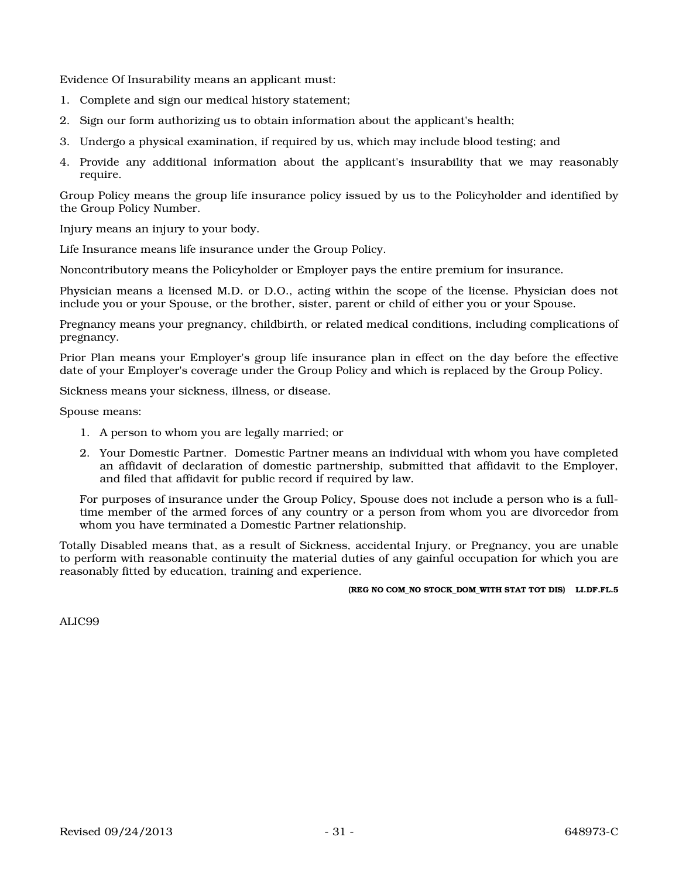Evidence Of Insurability means an applicant must:

1. Complete and sign our medical history statement;
2. Sign our form authorizing us to obtain information about the applicant's health;
3. Undergo a physical examination, if required by us, which may include blood testing; and
4. Provide any additional information about the applicant's insurability that we may reasonably require.

Group Policy means the group life insurance policy issued by us to the Policyholder and identified by the Group Policy Number.

Injury means an injury to your body.

Life Insurance means life insurance under the Group Policy.

Noncontributory means the Policyholder or Employer pays the entire premium for insurance.

Physician means a licensed M.D. or D.O., acting within the scope of the license. Physician does not include you or your Spouse, or the brother, sister, parent or child of either you or your Spouse.

Pregnancy means your pregnancy, childbirth, or related medical conditions, including complications of pregnancy.

Prior Plan means your Employer's group life insurance plan in effect on the day before the effective date of your Employer's coverage under the Group Policy and which is replaced by the Group Policy.

Sickness means your sickness, illness, or disease.

Spouse means:

1. A person to whom you are legally married; or
2. Your Domestic Partner. Domestic Partner means an individual with whom you have completed an affidavit of declaration of domestic partnership, submitted that affidavit to the Employer, and filed that affidavit for public record if required by law.

For purposes of insurance under the Group Policy, Spouse does not include a person who is a full-time member of the armed forces of any country or a person from whom you are divorcedor from whom you have terminated a Domestic Partner relationship.

Totally Disabled means that, as a result of Sickness, accidental Injury, or Pregnancy, you are unable to perform with reasonable continuity the material duties of any gainful occupation for which you are reasonably fitted by education, training and experience.

**(REG NO COM_NO STOCK_DOM_WITH STAT TOT DIS) LI.DF.FL.5**

ALIC99

Revised 09/24/2013 648973-C